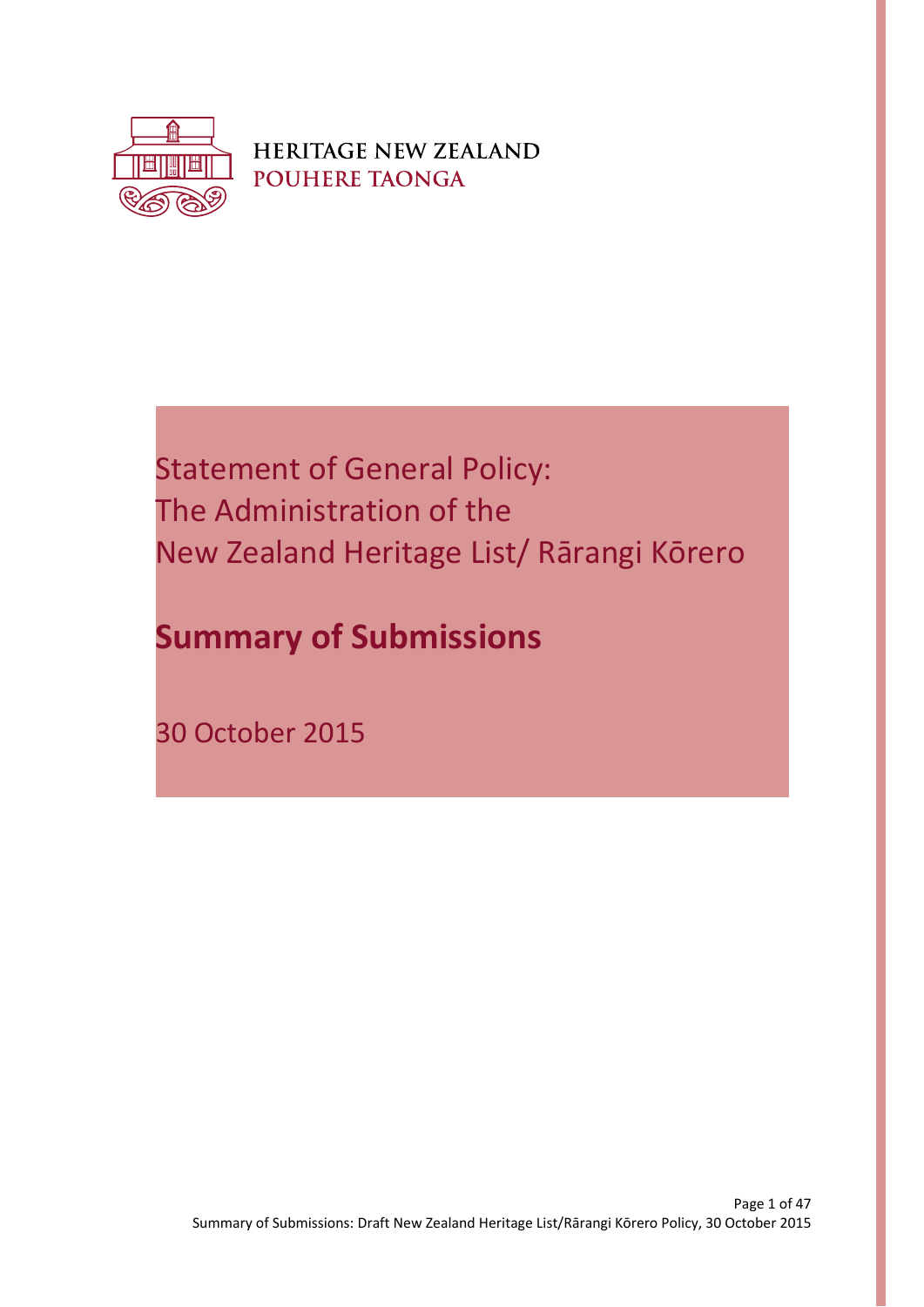HERITAGE NEW ZEALAND
POUHERE TAONGA

# Statement of General Policy: The Administration of the New Zealand Heritage List/ Rārangi Kōrero

## Summary of Submissions

30 October 2015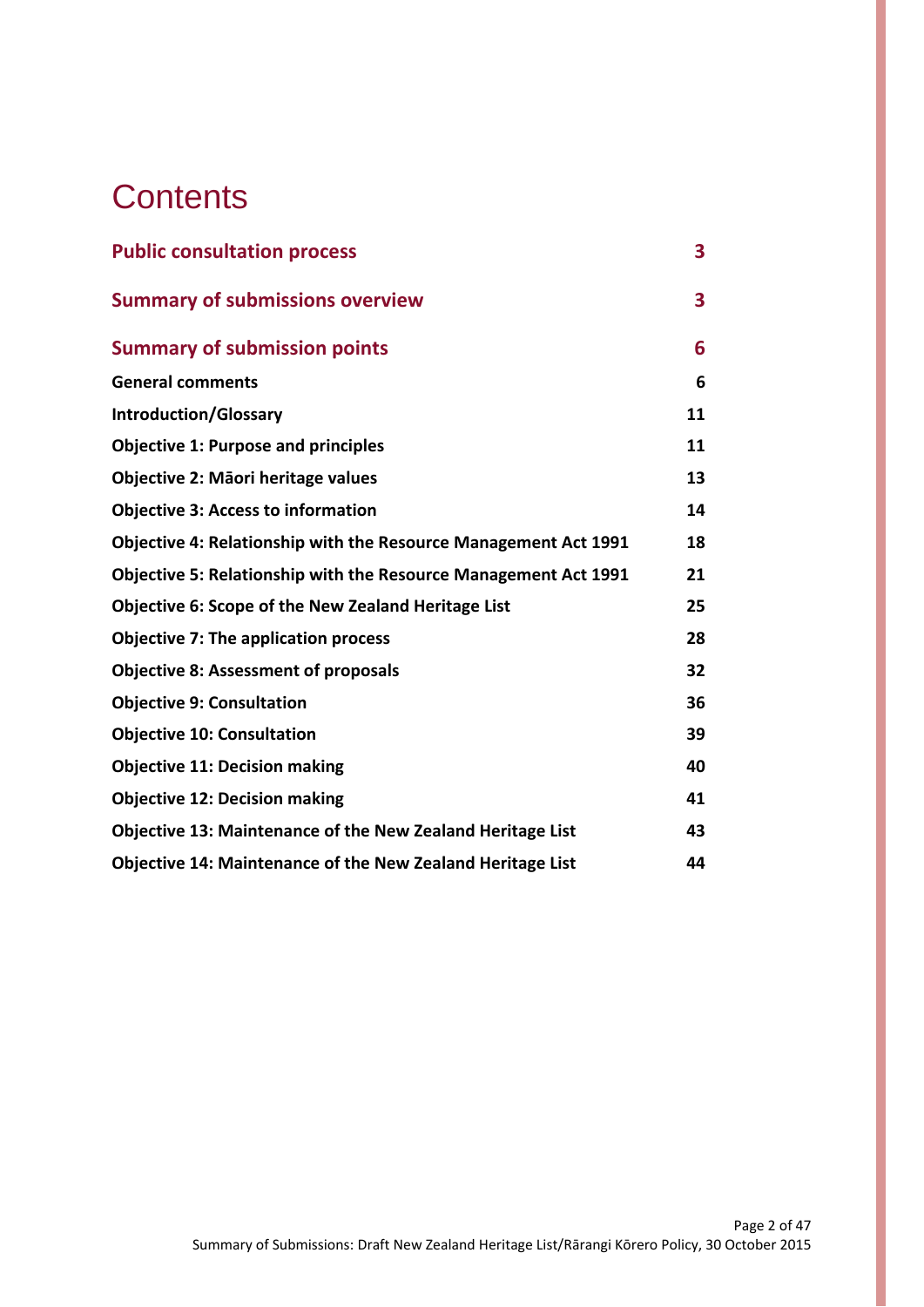# Contents

| | |
|---|---|
| **Public consultation process** | **3** |
| **Summary of submissions overview** | **3** |
| **Summary of submission points** | **6** |
| **General comments** | **6** |
| **Introduction/Glossary** | **11** |
| **Objective 1: Purpose and principles** | **11** |
| **Objective 2: Māori heritage values** | **13** |
| **Objective 3: Access to information** | **14** |
| **Objective 4: Relationship with the Resource Management Act 1991** | **18** |
| **Objective 5: Relationship with the Resource Management Act 1991** | **21** |
| **Objective 6: Scope of the New Zealand Heritage List** | **25** |
| **Objective 7: The application process** | **28** |
| **Objective 8: Assessment of proposals** | **32** |
| **Objective 9: Consultation** | **36** |
| **Objective 10: Consultation** | **39** |
| **Objective 11: Decision making** | **40** |
| **Objective 12: Decision making** | **41** |
| **Objective 13: Maintenance of the New Zealand Heritage List** | **43** |
| **Objective 14: Maintenance of the New Zealand Heritage List** | **44** |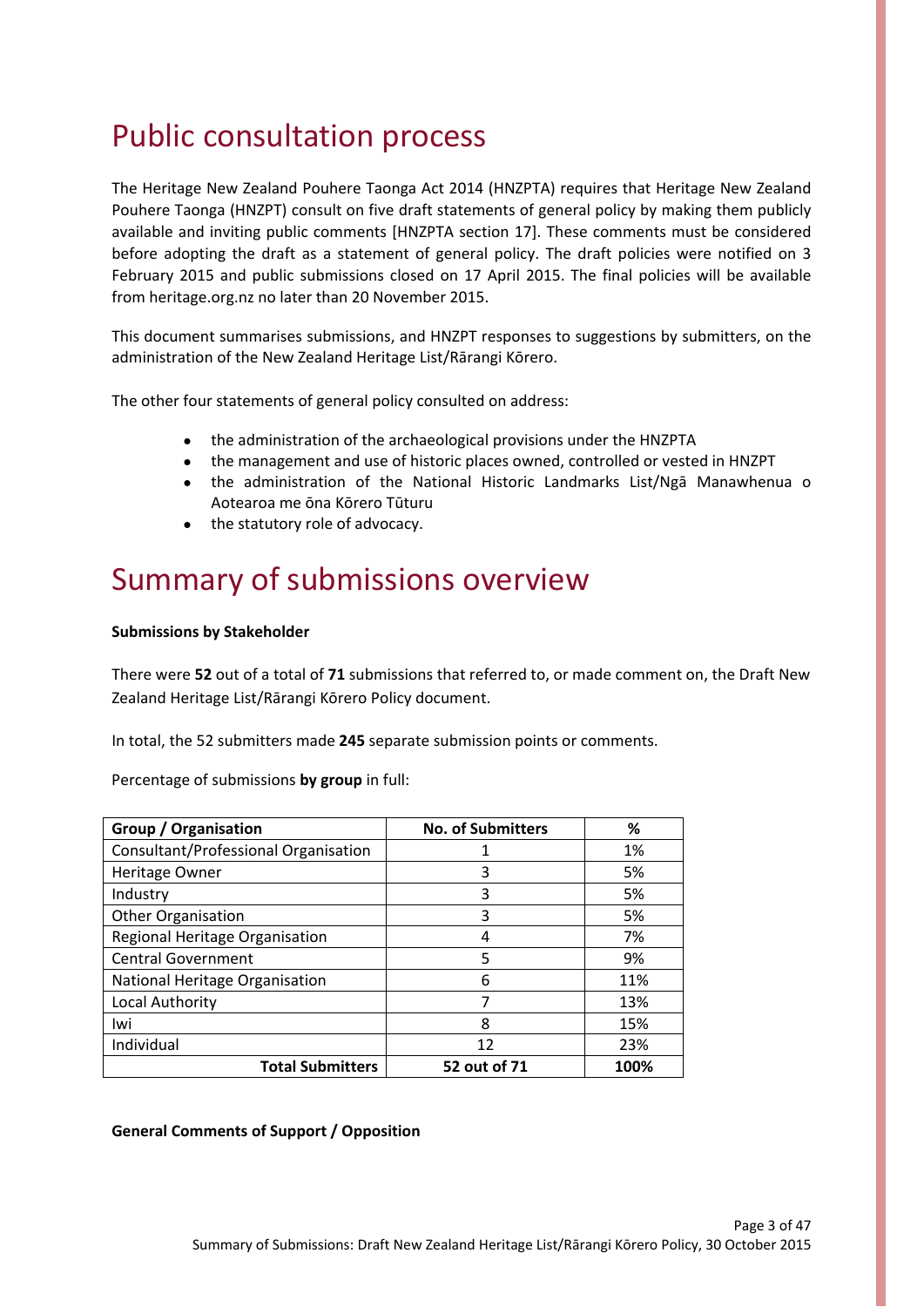# Public consultation process

The Heritage New Zealand Pouhere Taonga Act 2014 (HNZPTA) requires that Heritage New Zealand Pouhere Taonga (HNZPT) consult on five draft statements of general policy by making them publicly available and inviting public comments [HNZPTA section 17]. These comments must be considered before adopting the draft as a statement of general policy. The draft policies were notified on 3 February 2015 and public submissions closed on 17 April 2015. The final policies will be available from heritage.org.nz no later than 20 November 2015.

This document summarises submissions, and HNZPT responses to suggestions by submitters, on the administration of the New Zealand Heritage List/Rārangi Kōrero.

The other four statements of general policy consulted on address:

- the administration of the archaeological provisions under the HNZPTA
- the management and use of historic places owned, controlled or vested in HNZPT
- the administration of the National Historic Landmarks List/Ngā Manawhenua o Aotearoa me ōna Kōrero Tūturu
- the statutory role of advocacy.

# Summary of submissions overview

**Submissions by Stakeholder**

There were **52** out of a total of **71** submissions that referred to, or made comment on, the Draft New Zealand Heritage List/Rārangi Kōrero Policy document.

In total, the 52 submitters made **245** separate submission points or comments.

Percentage of submissions **by group** in full:

| Group / Organisation | No. of Submitters | % |
|---|---|---|
| Consultant/Professional Organisation | 1 | 1% |
| Heritage Owner | 3 | 5% |
| Industry | 3 | 5% |
| Other Organisation | 3 | 5% |
| Regional Heritage Organisation | 4 | 7% |
| Central Government | 5 | 9% |
| National Heritage Organisation | 6 | 11% |
| Local Authority | 7 | 13% |
| Iwi | 8 | 15% |
| Individual | 12 | 23% |
| **Total Submitters** | **52 out of 71** | **100%** |

**General Comments of Support / Opposition**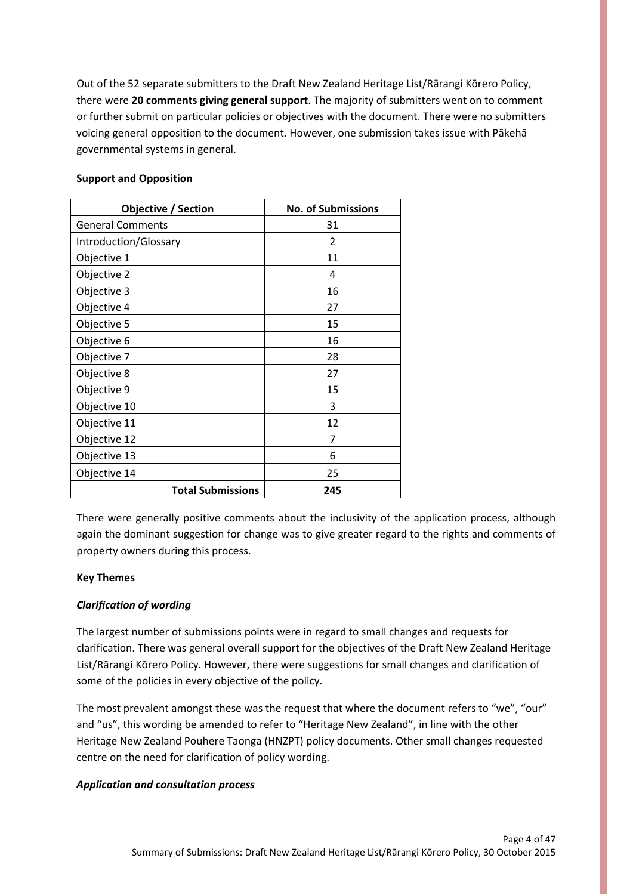Out of the 52 separate submitters to the Draft New Zealand Heritage List/Rārangi Kōrero Policy, there were **20 comments giving general support**. The majority of submitters went on to comment or further submit on particular policies or objectives with the document. There were no submitters voicing general opposition to the document. However, one submission takes issue with Pākehā governmental systems in general.

**Support and Opposition**

| Objective / Section | No. of Submissions |
|---|---|
| General Comments | 31 |
| Introduction/Glossary | 2 |
| Objective 1 | 11 |
| Objective 2 | 4 |
| Objective 3 | 16 |
| Objective 4 | 27 |
| Objective 5 | 15 |
| Objective 6 | 16 |
| Objective 7 | 28 |
| Objective 8 | 27 |
| Objective 9 | 15 |
| Objective 10 | 3 |
| Objective 11 | 12 |
| Objective 12 | 7 |
| Objective 13 | 6 |
| Objective 14 | 25 |
| **Total Submissions** | **245** |

There were generally positive comments about the inclusivity of the application process, although again the dominant suggestion for change was to give greater regard to the rights and comments of property owners during this process.

**Key Themes**

***Clarification of wording***

The largest number of submissions points were in regard to small changes and requests for clarification. There was general overall support for the objectives of the Draft New Zealand Heritage List/Rārangi Kōrero Policy. However, there were suggestions for small changes and clarification of some of the policies in every objective of the policy.

The most prevalent amongst these was the request that where the document refers to "we", "our" and "us", this wording be amended to refer to "Heritage New Zealand", in line with the other Heritage New Zealand Pouhere Taonga (HNZPT) policy documents. Other small changes requested centre on the need for clarification of policy wording.

***Application and consultation process***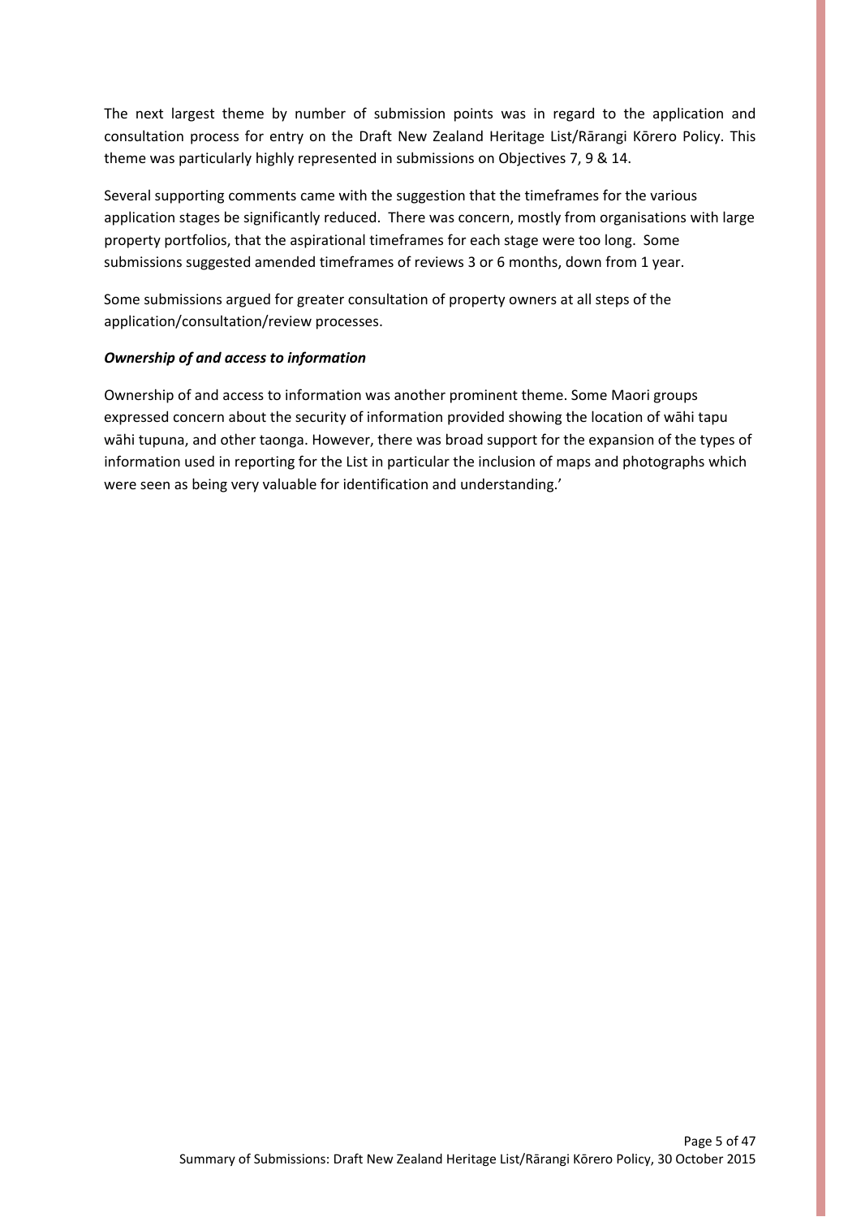The next largest theme by number of submission points was in regard to the application and consultation process for entry on the Draft New Zealand Heritage List/Rārangi Kōrero Policy. This theme was particularly highly represented in submissions on Objectives 7, 9 & 14.

Several supporting comments came with the suggestion that the timeframes for the various application stages be significantly reduced. There was concern, mostly from organisations with large property portfolios, that the aspirational timeframes for each stage were too long. Some submissions suggested amended timeframes of reviews 3 or 6 months, down from 1 year.

Some submissions argued for greater consultation of property owners at all steps of the application/consultation/review processes.

***Ownership of and access to information***

Ownership of and access to information was another prominent theme. Some Maori groups expressed concern about the security of information provided showing the location of wāhi tapu wāhi tupuna, and other taonga. However, there was broad support for the expansion of the types of information used in reporting for the List in particular the inclusion of maps and photographs which were seen as being very valuable for identification and understanding.'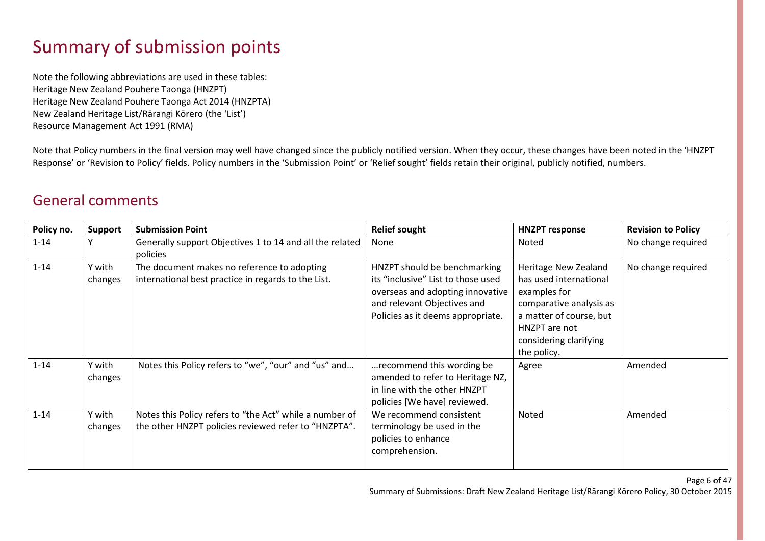# Summary of submission points

Note the following abbreviations are used in these tables:
Heritage New Zealand Pouhere Taonga (HNZPT)
Heritage New Zealand Pouhere Taonga Act 2014 (HNZPTA)
New Zealand Heritage List/Rārangi Kōrero (the 'List')
Resource Management Act 1991 (RMA)

Note that Policy numbers in the final version may well have changed since the publicly notified version. When they occur, these changes have been noted in the 'HNZPT Response' or 'Revision to Policy' fields. Policy numbers in the 'Submission Point' or 'Relief sought' fields retain their original, publicly notified, numbers.

## General comments

| Policy no. | Support | Submission Point | Relief sought | HNZPT response | Revision to Policy |
|---|---|---|---|---|---|
| 1-14 | Y | Generally support Objectives 1 to 14 and all the related policies | None | Noted | No change required |
| 1-14 | Y with changes | The document makes no reference to adopting international best practice in regards to the List. | HNZPT should be benchmarking its "inclusive" List to those used overseas and adopting innovative and relevant Objectives and Policies as it deems appropriate. | Heritage New Zealand has used international examples for comparative analysis as a matter of course, but HNZPT are not considering clarifying the policy. | No change required |
| 1-14 | Y with changes | Notes this Policy refers to "we", "our" and "us" and… | …recommend this wording be amended to refer to Heritage NZ, in line with the other HNZPT policies [We have] reviewed. | Agree | Amended |
| 1-14 | Y with changes | Notes this Policy refers to "the Act" while a number of the other HNZPT policies reviewed refer to "HNZPTA". | We recommend consistent terminology be used in the policies to enhance comprehension. | Noted | Amended |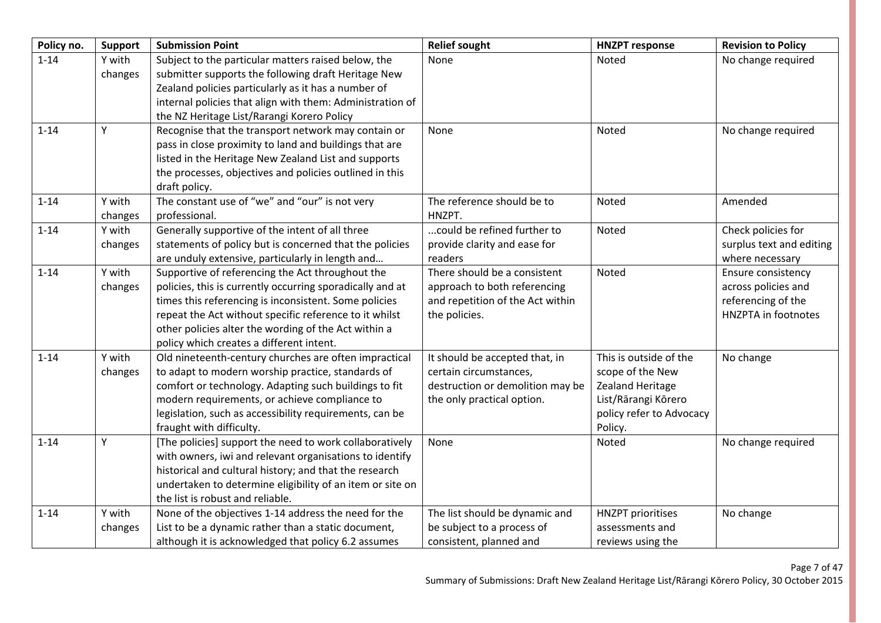| Policy no. | Support | Submission Point | Relief sought | HNZPT response | Revision to Policy |
|---|---|---|---|---|---|
| 1-14 | Y with changes | Subject to the particular matters raised below, the submitter supports the following draft Heritage New Zealand policies particularly as it has a number of internal policies that align with them: Administration of the NZ Heritage List/Rarangi Korero Policy | None | Noted | No change required |
| 1-14 | Y | Recognise that the transport network may contain or pass in close proximity to land and buildings that are listed in the Heritage New Zealand List and supports the processes, objectives and policies outlined in this draft policy. | None | Noted | No change required |
| 1-14 | Y with changes | The constant use of "we" and "our" is not very professional. | The reference should be to HNZPT. | Noted | Amended |
| 1-14 | Y with changes | Generally supportive of the intent of all three statements of policy but is concerned that the policies are unduly extensive, particularly in length and… | ...could be refined further to provide clarity and ease for readers | Noted | Check policies for surplus text and editing where necessary |
| 1-14 | Y with changes | Supportive of referencing the Act throughout the policies, this is currently occurring sporadically and at times this referencing is inconsistent. Some policies repeat the Act without specific reference to it whilst other policies alter the wording of the Act within a policy which creates a different intent. | There should be a consistent approach to both referencing and repetition of the Act within the policies. | Noted | Ensure consistency across policies and referencing of the HNZPTA in footnotes |
| 1-14 | Y with changes | Old nineteenth-century churches are often impractical to adapt to modern worship practice, standards of comfort or technology. Adapting such buildings to fit modern requirements, or achieve compliance to legislation, such as accessibility requirements, can be fraught with difficulty. | It should be accepted that, in certain circumstances, destruction or demolition may be the only practical option. | This is outside of the scope of the New Zealand Heritage List/Rārangi Kōrero policy refer to Advocacy Policy. | No change |
| 1-14 | Y | [The policies] support the need to work collaboratively with owners, iwi and relevant organisations to identify historical and cultural history; and that the research undertaken to determine eligibility of an item or site on the list is robust and reliable. | None | Noted | No change required |
| 1-14 | Y with changes | None of the objectives 1-14 address the need for the List to be a dynamic rather than a static document, although it is acknowledged that policy 6.2 assumes | The list should be dynamic and be subject to a process of consistent, planned and | HNZPT prioritises assessments and reviews using the | No change |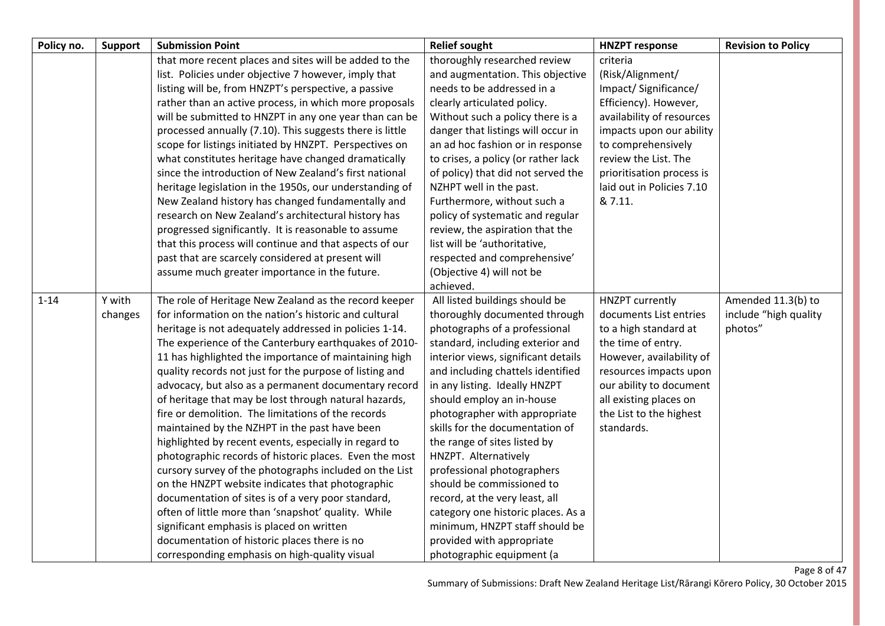| Policy no. | Support | Submission Point | Relief sought | HNZPT response | Revision to Policy |
|---|---|---|---|---|---|
| | | that more recent places and sites will be added to the list. Policies under objective 7 however, imply that listing will be, from HNZPT's perspective, a passive rather than an active process, in which more proposals will be submitted to HNZPT in any one year than can be processed annually (7.10). This suggests there is little scope for listings initiated by HNZPT. Perspectives on what constitutes heritage have changed dramatically since the introduction of New Zealand's first national heritage legislation in the 1950s, our understanding of New Zealand history has changed fundamentally and research on New Zealand's architectural history has progressed significantly. It is reasonable to assume that this process will continue and that aspects of our past that are scarcely considered at present will assume much greater importance in the future. | thoroughly researched review and augmentation. This objective needs to be addressed in a clearly articulated policy. Without such a policy there is a danger that listings will occur in an ad hoc fashion or in response to crises, a policy (or rather lack of policy) that did not served the NZHPT well in the past. Furthermore, without such a policy of systematic and regular review, the aspiration that the list will be 'authoritative, respected and comprehensive' (Objective 4) will not be achieved. | criteria (Risk/Alignment/ Impact/ Significance/ Efficiency). However, availability of resources impacts upon our ability to comprehensively review the List. The prioritisation process is laid out in Policies 7.10 & 7.11. | |
| 1-14 | Y with changes | The role of Heritage New Zealand as the record keeper for information on the nation's historic and cultural heritage is not adequately addressed in policies 1-14. The experience of the Canterbury earthquakes of 2010-11 has highlighted the importance of maintaining high quality records not just for the purpose of listing and advocacy, but also as a permanent documentary record of heritage that may be lost through natural hazards, fire or demolition. The limitations of the records maintained by the NZHPT in the past have been highlighted by recent events, especially in regard to photographic records of historic places. Even the most cursory survey of the photographs included on the List on the HNZPT website indicates that photographic documentation of sites is of a very poor standard, often of little more than 'snapshot' quality. While significant emphasis is placed on written documentation of historic places there is no corresponding emphasis on high-quality visual | All listed buildings should be thoroughly documented through photographs of a professional standard, including exterior and interior views, significant details and including chattels identified in any listing. Ideally HNZPT should employ an in-house photographer with appropriate skills for the documentation of the range of sites listed by HNZPT. Alternatively professional photographers should be commissioned to record, at the very least, all category one historic places. As a minimum, HNZPT staff should be provided with appropriate photographic equipment (a | HNZPT currently documents List entries to a high standard at the time of entry. However, availability of resources impacts upon our ability to document all existing places on the List to the highest standards. | Amended 11.3(b) to include "high quality photos" |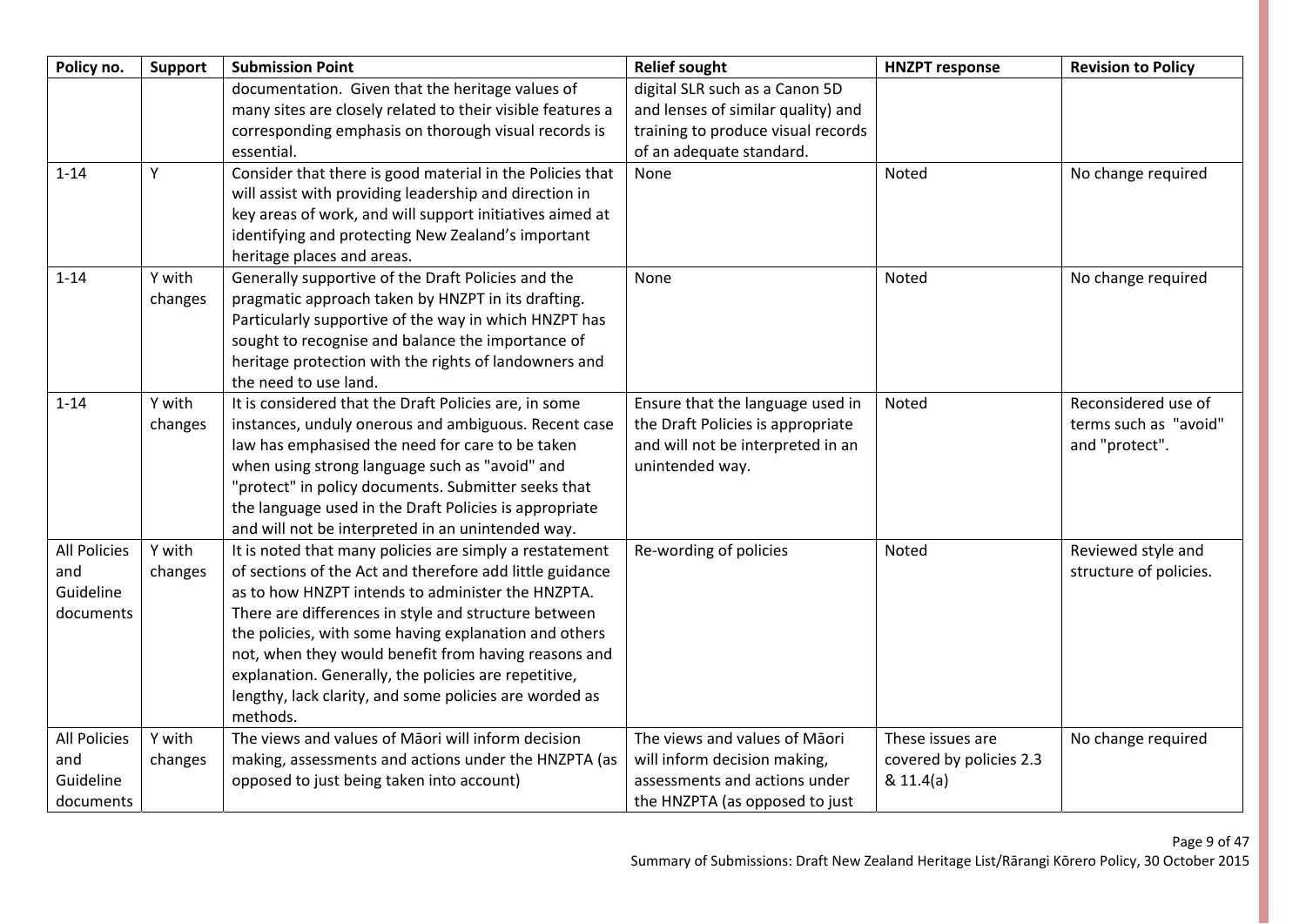| Policy no. | Support | Submission Point | Relief sought | HNZPT response | Revision to Policy |
|---|---|---|---|---|---|
| | | documentation. Given that the heritage values of many sites are closely related to their visible features a corresponding emphasis on thorough visual records is essential. | digital SLR such as a Canon 5D and lenses of similar quality) and training to produce visual records of an adequate standard. | | |
| 1-14 | Y | Consider that there is good material in the Policies that will assist with providing leadership and direction in key areas of work, and will support initiatives aimed at identifying and protecting New Zealand's important heritage places and areas. | None | Noted | No change required |
| 1-14 | Y with changes | Generally supportive of the Draft Policies and the pragmatic approach taken by HNZPT in its drafting. Particularly supportive of the way in which HNZPT has sought to recognise and balance the importance of heritage protection with the rights of landowners and the need to use land. | None | Noted | No change required |
| 1-14 | Y with changes | It is considered that the Draft Policies are, in some instances, unduly onerous and ambiguous. Recent case law has emphasised the need for care to be taken when using strong language such as "avoid" and "protect" in policy documents. Submitter seeks that the language used in the Draft Policies is appropriate and will not be interpreted in an unintended way. | Ensure that the language used in the Draft Policies is appropriate and will not be interpreted in an unintended way. | Noted | Reconsidered use of terms such as "avoid" and "protect". |
| All Policies and Guideline documents | Y with changes | It is noted that many policies are simply a restatement of sections of the Act and therefore add little guidance as to how HNZPT intends to administer the HNZPTA. There are differences in style and structure between the policies, with some having explanation and others not, when they would benefit from having reasons and explanation. Generally, the policies are repetitive, lengthy, lack clarity, and some policies are worded as methods. | Re-wording of policies | Noted | Reviewed style and structure of policies. |
| All Policies and Guideline documents | Y with changes | The views and values of Māori will inform decision making, assessments and actions under the HNZPTA (as opposed to just being taken into account) | The views and values of Māori will inform decision making, assessments and actions under the HNZPTA (as opposed to just | These issues are covered by policies 2.3 & 11.4(a) | No change required |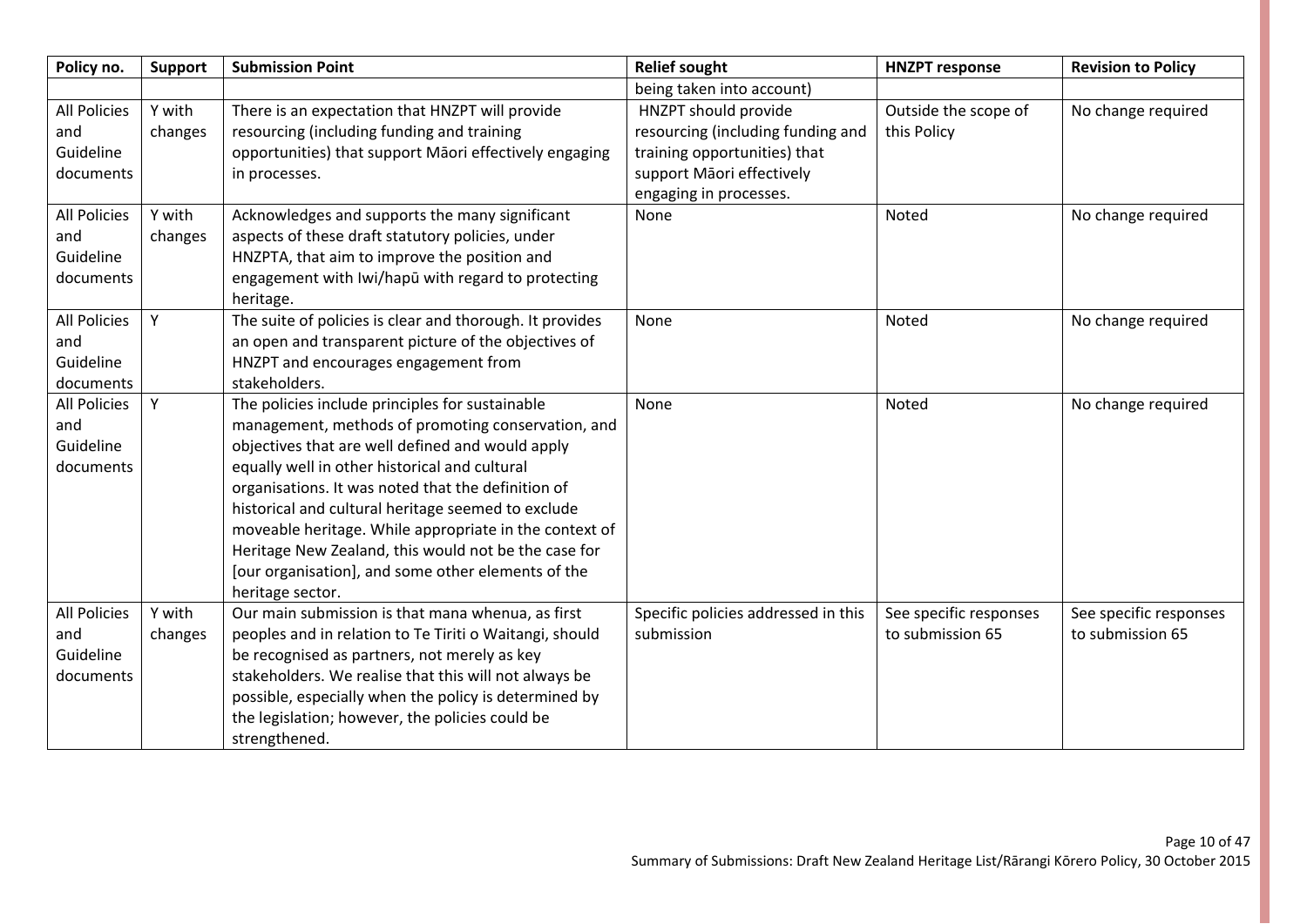| Policy no. | Support | Submission Point | Relief sought | HNZPT response | Revision to Policy |
|---|---|---|---|---|---|
| | | | being taken into account) | | |
| All Policies and Guideline documents | Y with changes | There is an expectation that HNZPT will provide resourcing (including funding and training opportunities) that support Māori effectively engaging in processes. | HNZPT should provide resourcing (including funding and training opportunities) that support Māori effectively engaging in processes. | Outside the scope of this Policy | No change required |
| All Policies and Guideline documents | Y with changes | Acknowledges and supports the many significant aspects of these draft statutory policies, under HNZPTA, that aim to improve the position and engagement with Iwi/hapū with regard to protecting heritage. | None | Noted | No change required |
| All Policies and Guideline documents | Y | The suite of policies is clear and thorough. It provides an open and transparent picture of the objectives of HNZPT and encourages engagement from stakeholders. | None | Noted | No change required |
| All Policies and Guideline documents | Y | The policies include principles for sustainable management, methods of promoting conservation, and objectives that are well defined and would apply equally well in other historical and cultural organisations. It was noted that the definition of historical and cultural heritage seemed to exclude moveable heritage. While appropriate in the context of Heritage New Zealand, this would not be the case for [our organisation], and some other elements of the heritage sector. | None | Noted | No change required |
| All Policies and Guideline documents | Y with changes | Our main submission is that mana whenua, as first peoples and in relation to Te Tiriti o Waitangi, should be recognised as partners, not merely as key stakeholders. We realise that this will not always be possible, especially when the policy is determined by the legislation; however, the policies could be strengthened. | Specific policies addressed in this submission | See specific responses to submission 65 | See specific responses to submission 65 |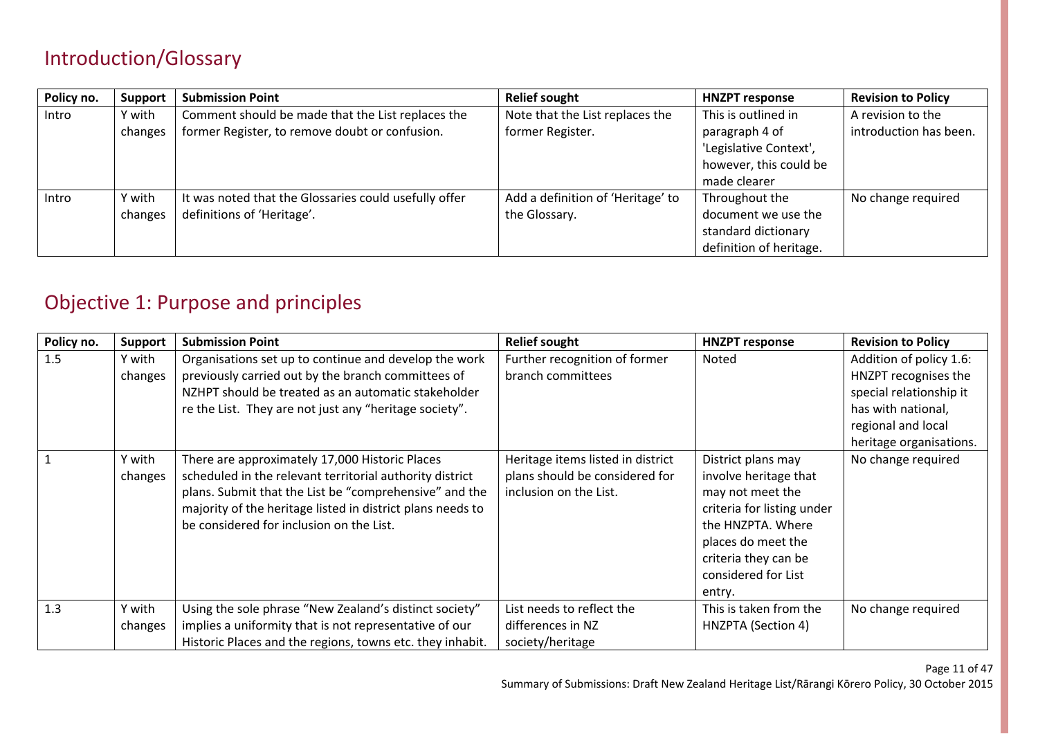## Introduction/Glossary

| Policy no. | Support | Submission Point | Relief sought | HNZPT response | Revision to Policy |
|---|---|---|---|---|---|
| Intro | Y with changes | Comment should be made that the List replaces the former Register, to remove doubt or confusion. | Note that the List replaces the former Register. | This is outlined in paragraph 4 of 'Legislative Context', however, this could be made clearer | A revision to the introduction has been. |
| Intro | Y with changes | It was noted that the Glossaries could usefully offer definitions of 'Heritage'. | Add a definition of 'Heritage' to the Glossary. | Throughout the document we use the standard dictionary definition of heritage. | No change required |

## Objective 1: Purpose and principles

| Policy no. | Support | Submission Point | Relief sought | HNZPT response | Revision to Policy |
|---|---|---|---|---|---|
| 1.5 | Y with changes | Organisations set up to continue and develop the work previously carried out by the branch committees of NZHPT should be treated as an automatic stakeholder re the List. They are not just any "heritage society". | Further recognition of former branch committees | Noted | Addition of policy 1.6: HNZPT recognises the special relationship it has with national, regional and local heritage organisations. |
| 1 | Y with changes | There are approximately 17,000 Historic Places scheduled in the relevant territorial authority district plans. Submit that the List be "comprehensive" and the majority of the heritage listed in district plans needs to be considered for inclusion on the List. | Heritage items listed in district plans should be considered for inclusion on the List. | District plans may involve heritage that may not meet the criteria for listing under the HNZPTA. Where places do meet the criteria they can be considered for List entry. | No change required |
| 1.3 | Y with changes | Using the sole phrase "New Zealand's distinct society" implies a uniformity that is not representative of our Historic Places and the regions, towns etc. they inhabit. | List needs to reflect the differences in NZ society/heritage | This is taken from the HNZPTA (Section 4) | No change required |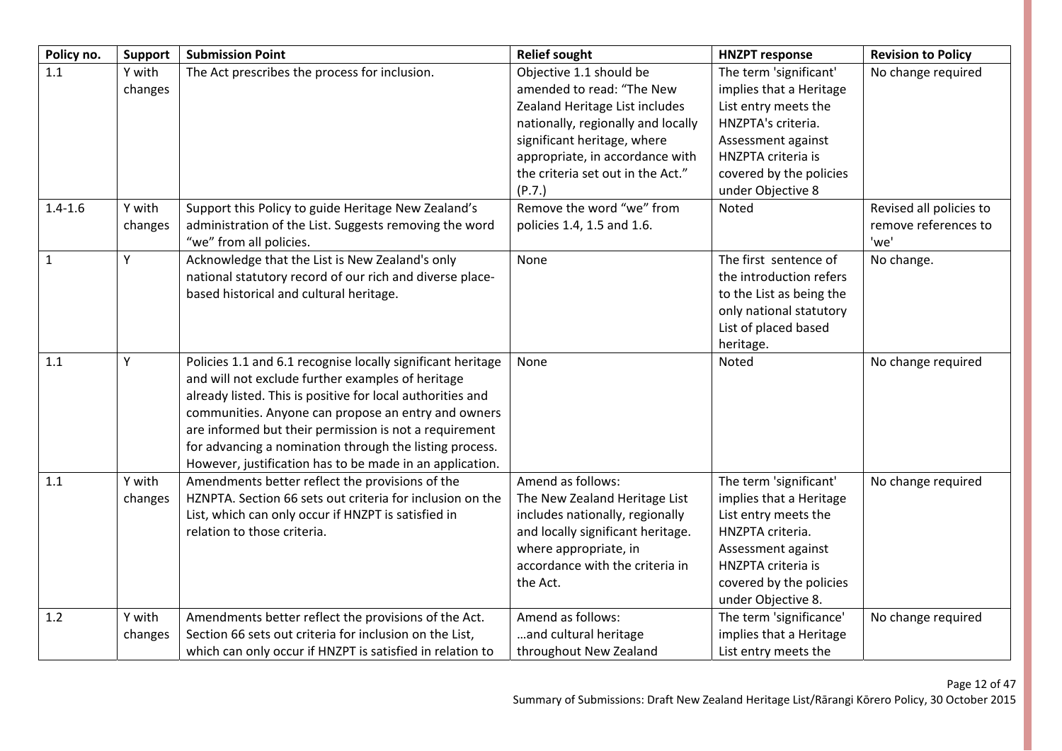| Policy no. | Support | Submission Point | Relief sought | HNZPT response | Revision to Policy |
|---|---|---|---|---|---|
| 1.1 | Y with changes | The Act prescribes the process for inclusion. | Objective 1.1 should be amended to read: "The New Zealand Heritage List includes nationally, regionally and locally significant heritage, where appropriate, in accordance with the criteria set out in the Act." (P.7.) | The term 'significant' implies that a Heritage List entry meets the HNZPTA's criteria. Assessment against HNZPTA criteria is covered by the policies under Objective 8 | No change required |
| 1.4-1.6 | Y with changes | Support this Policy to guide Heritage New Zealand's administration of the List. Suggests removing the word "we" from all policies. | Remove the word "we" from policies 1.4, 1.5 and 1.6. | Noted | Revised all policies to remove references to 'we' |
| 1 | Y | Acknowledge that the List is New Zealand's only national statutory record of our rich and diverse place-based historical and cultural heritage. | None | The first sentence of the introduction refers to the List as being the only national statutory List of placed based heritage. | No change. |
| 1.1 | Y | Policies 1.1 and 6.1 recognise locally significant heritage and will not exclude further examples of heritage already listed. This is positive for local authorities and communities. Anyone can propose an entry and owners are informed but their permission is not a requirement for advancing a nomination through the listing process. However, justification has to be made in an application. | None | Noted | No change required |
| 1.1 | Y with changes | Amendments better reflect the provisions of the HZNPTA. Section 66 sets out criteria for inclusion on the List, which can only occur if HNZPT is satisfied in relation to those criteria. | Amend as follows: The New Zealand Heritage List includes nationally, regionally and locally significant heritage. where appropriate, in accordance with the criteria in the Act. | The term 'significant' implies that a Heritage List entry meets the HNZPTA criteria. Assessment against HNZPTA criteria is covered by the policies under Objective 8. | No change required |
| 1.2 | Y with changes | Amendments better reflect the provisions of the Act. Section 66 sets out criteria for inclusion on the List, which can only occur if HNZPT is satisfied in relation to | Amend as follows: …and cultural heritage throughout New Zealand | The term 'significance' implies that a Heritage List entry meets the | No change required |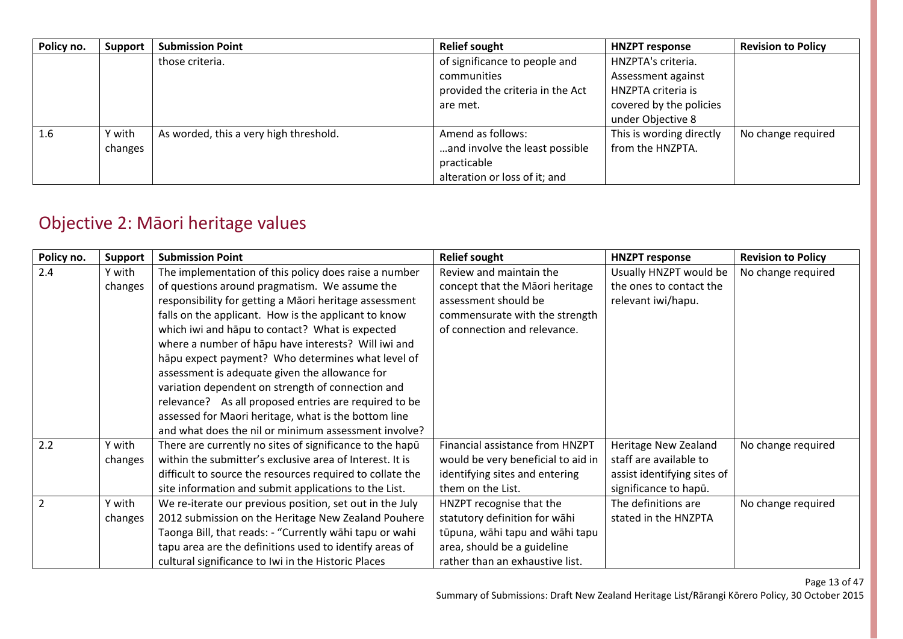| Policy no. | Support | Submission Point | Relief sought | HNZPT response | Revision to Policy |
|---|---|---|---|---|---|
| | | those criteria. | of significance to people and communities provided the criteria in the Act are met. | HNZPTA's criteria. Assessment against HNZPTA criteria is covered by the policies under Objective 8 | |
| 1.6 | Y with changes | As worded, this a very high threshold. | Amend as follows: …and involve the least possible practicable alteration or loss of it; and | This is wording directly from the HNZPTA. | No change required |

## Objective 2: Māori heritage values

| Policy no. | Support | Submission Point | Relief sought | HNZPT response | Revision to Policy |
|---|---|---|---|---|---|
| 2.4 | Y with changes | The implementation of this policy does raise a number of questions around pragmatism. We assume the responsibility for getting a Māori heritage assessment falls on the applicant. How is the applicant to know which iwi and hāpu to contact? What is expected where a number of hāpu have interests? Will iwi and hāpu expect payment? Who determines what level of assessment is adequate given the allowance for variation dependent on strength of connection and relevance? As all proposed entries are required to be assessed for Maori heritage, what is the bottom line and what does the nil or minimum assessment involve? | Review and maintain the concept that the Māori heritage assessment should be commensurate with the strength of connection and relevance. | Usually HNZPT would be the ones to contact the relevant iwi/hapu. | No change required |
| 2.2 | Y with changes | There are currently no sites of significance to the hapū within the submitter's exclusive area of Interest. It is difficult to source the resources required to collate the site information and submit applications to the List. | Financial assistance from HNZPT would be very beneficial to aid in identifying sites and entering them on the List. | Heritage New Zealand staff are available to assist identifying sites of significance to hapū. | No change required |
| 2 | Y with changes | We re-iterate our previous position, set out in the July 2012 submission on the Heritage New Zealand Pouhere Taonga Bill, that reads: - "Currently wāhi tapu or wahi tapu area are the definitions used to identify areas of cultural significance to Iwi in the Historic Places | HNZPT recognise that the statutory definition for wāhi tūpuna, wāhi tapu and wāhi tapu area, should be a guideline rather than an exhaustive list. | The definitions are stated in the HNZPTA | No change required |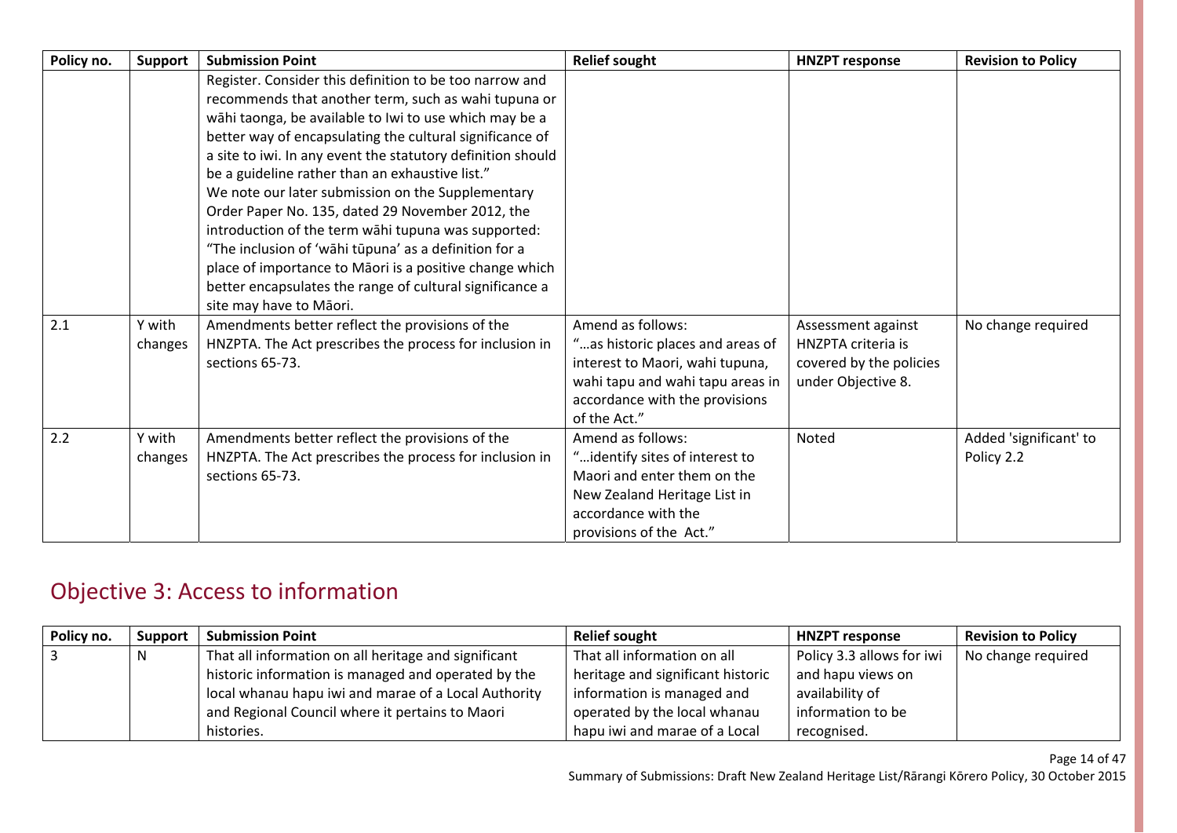| Policy no. | Support | Submission Point | Relief sought | HNZPT response | Revision to Policy |
|---|---|---|---|---|---|
| | | Register. Consider this definition to be too narrow and recommends that another term, such as wahi tupuna or wāhi taonga, be available to Iwi to use which may be a better way of encapsulating the cultural significance of a site to iwi. In any event the statutory definition should be a guideline rather than an exhaustive list." We note our later submission on the Supplementary Order Paper No. 135, dated 29 November 2012, the introduction of the term wāhi tupuna was supported: "The inclusion of 'wāhi tūpuna' as a definition for a place of importance to Māori is a positive change which better encapsulates the range of cultural significance a site may have to Māori. | | | |
| 2.1 | Y with changes | Amendments better reflect the provisions of the HNZPTA. The Act prescribes the process for inclusion in sections 65-73. | Amend as follows: "…as historic places and areas of interest to Maori, wahi tupuna, wahi tapu and wahi tapu areas in accordance with the provisions of the Act." | Assessment against HNZPTA criteria is covered by the policies under Objective 8. | No change required |
| 2.2 | Y with changes | Amendments better reflect the provisions of the HNZPTA. The Act prescribes the process for inclusion in sections 65-73. | Amend as follows: "…identify sites of interest to Maori and enter them on the New Zealand Heritage List in accordance with the provisions of the Act." | Noted | Added 'significant' to Policy 2.2 |

## Objective 3: Access to information

| Policy no. | Support | Submission Point | Relief sought | HNZPT response | Revision to Policy |
|---|---|---|---|---|---|
| 3 | N | That all information on all heritage and significant historic information is managed and operated by the local whanau hapu iwi and marae of a Local Authority and Regional Council where it pertains to Maori histories. | That all information on all heritage and significant historic information is managed and operated by the local whanau hapu iwi and marae of a Local | Policy 3.3 allows for iwi and hapu views on availability of information to be recognised. | No change required |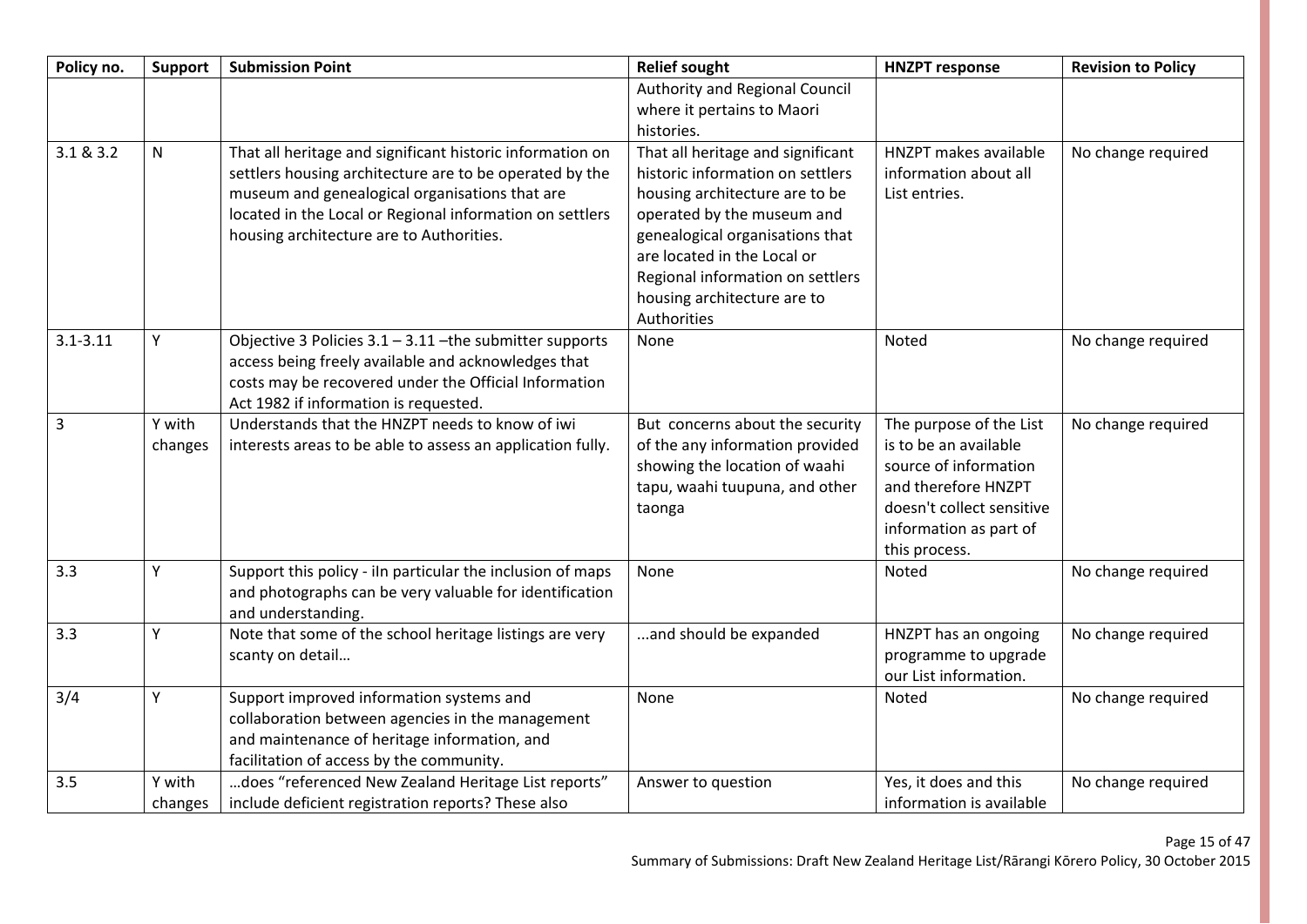| Policy no. | Support | Submission Point | Relief sought | HNZPT response | Revision to Policy |
|---|---|---|---|---|---|
| | | | Authority and Regional Council where it pertains to Maori histories. | | |
| 3.1 & 3.2 | N | That all heritage and significant historic information on settlers housing architecture are to be operated by the museum and genealogical organisations that are located in the Local or Regional information on settlers housing architecture are to Authorities. | That all heritage and significant historic information on settlers housing architecture are to be operated by the museum and genealogical organisations that are located in the Local or Regional information on settlers housing architecture are to Authorities | HNZPT makes available information about all List entries. | No change required |
| 3.1-3.11 | Y | Objective 3 Policies 3.1 – 3.11 –the submitter supports access being freely available and acknowledges that costs may be recovered under the Official Information Act 1982 if information is requested. | None | Noted | No change required |
| 3 | Y with changes | Understands that the HNZPT needs to know of iwi interests areas to be able to assess an application fully. | But concerns about the security of the any information provided showing the location of waahi tapu, waahi tuupuna, and other taonga | The purpose of the List is to be an available source of information and therefore HNZPT doesn't collect sensitive information as part of this process. | No change required |
| 3.3 | Y | Support this policy - iIn particular the inclusion of maps and photographs can be very valuable for identification and understanding. | None | Noted | No change required |
| 3.3 | Y | Note that some of the school heritage listings are very scanty on detail… | ...and should be expanded | HNZPT has an ongoing programme to upgrade our List information. | No change required |
| 3/4 | Y | Support improved information systems and collaboration between agencies in the management and maintenance of heritage information, and facilitation of access by the community. | None | Noted | No change required |
| 3.5 | Y with changes | …does "referenced New Zealand Heritage List reports" include deficient registration reports? These also | Answer to question | Yes, it does and this information is available | No change required |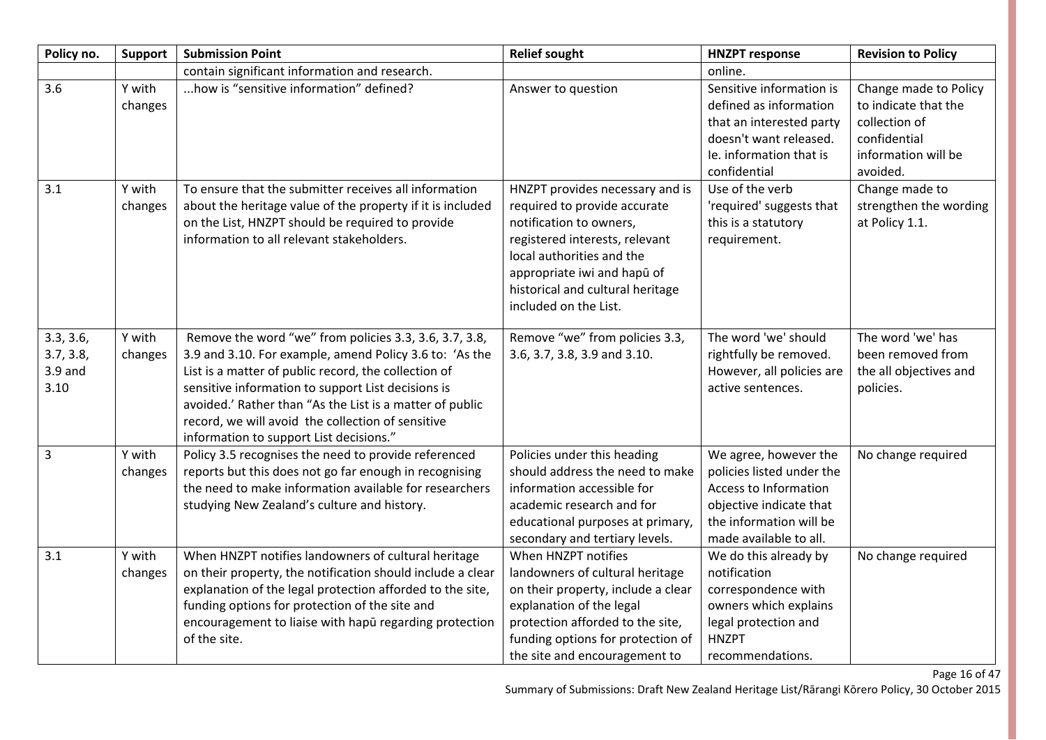| Policy no. | Support | Submission Point | Relief sought | HNZPT response | Revision to Policy |
|---|---|---|---|---|---|
| | | contain significant information and research. | | online. | |
| 3.6 | Y with changes | ...how is "sensitive information" defined? | Answer to question | Sensitive information is defined as information that an interested party doesn't want released. Ie. information that is confidential | Change made to Policy to indicate that the collection of confidential information will be avoided. |
| 3.1 | Y with changes | To ensure that the submitter receives all information about the heritage value of the property if it is included on the List, HNZPT should be required to provide information to all relevant stakeholders. | HNZPT provides necessary and is required to provide accurate notification to owners, registered interests, relevant local authorities and the appropriate iwi and hapū of historical and cultural heritage included on the List. | Use of the verb 'required' suggests that this is a statutory requirement. | Change made to strengthen the wording at Policy 1.1. |
| 3.3, 3.6, 3.7, 3.8, 3.9 and 3.10 | Y with changes | Remove the word "we" from policies 3.3, 3.6, 3.7, 3.8, 3.9 and 3.10. For example, amend Policy 3.6 to: 'As the List is a matter of public record, the collection of sensitive information to support List decisions is avoided.' Rather than "As the List is a matter of public record, we will avoid the collection of sensitive information to support List decisions." | Remove "we" from policies 3.3, 3.6, 3.7, 3.8, 3.9 and 3.10. | The word 'we' should rightfully be removed. However, all policies are active sentences. | The word 'we' has been removed from the all objectives and policies. |
| 3 | Y with changes | Policy 3.5 recognises the need to provide referenced reports but this does not go far enough in recognising the need to make information available for researchers studying New Zealand's culture and history. | Policies under this heading should address the need to make information accessible for academic research and for educational purposes at primary, secondary and tertiary levels. | We agree, however the policies listed under the Access to Information objective indicate that the information will be made available to all. | No change required |
| 3.1 | Y with changes | When HNZPT notifies landowners of cultural heritage on their property, the notification should include a clear explanation of the legal protection afforded to the site, funding options for protection of the site and encouragement to liaise with hapū regarding protection of the site. | When HNZPT notifies landowners of cultural heritage on their property, include a clear explanation of the legal protection afforded to the site, funding options for protection of the site and encouragement to | We do this already by notification correspondence with owners which explains legal protection and HNZPT recommendations. | No change required |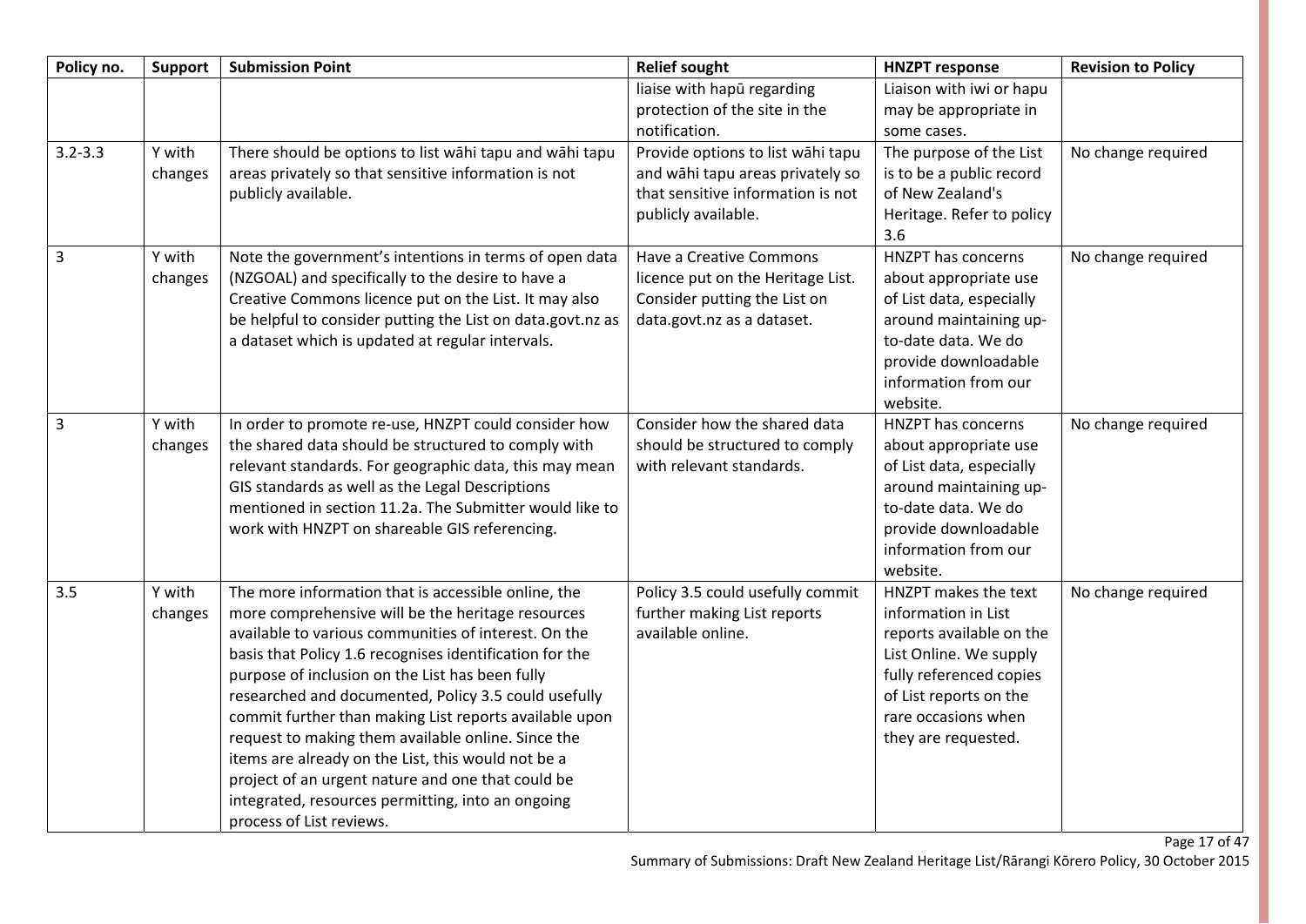| Policy no. | Support | Submission Point | Relief sought | HNZPT response | Revision to Policy |
|---|---|---|---|---|---|
| | | | liaise with hapū regarding protection of the site in the notification. | Liaison with iwi or hapu may be appropriate in some cases. | |
| 3.2-3.3 | Y with changes | There should be options to list wāhi tapu and wāhi tapu areas privately so that sensitive information is not publicly available. | Provide options to list wāhi tapu and wāhi tapu areas privately so that sensitive information is not publicly available. | The purpose of the List is to be a public record of New Zealand's Heritage. Refer to policy 3.6 | No change required |
| 3 | Y with changes | Note the government's intentions in terms of open data (NZGOAL) and specifically to the desire to have a Creative Commons licence put on the List. It may also be helpful to consider putting the List on data.govt.nz as a dataset which is updated at regular intervals. | Have a Creative Commons licence put on the Heritage List. Consider putting the List on data.govt.nz as a dataset. | HNZPT has concerns about appropriate use of List data, especially around maintaining up-to-date data. We do provide downloadable information from our website. | No change required |
| 3 | Y with changes | In order to promote re-use, HNZPT could consider how the shared data should be structured to comply with relevant standards. For geographic data, this may mean GIS standards as well as the Legal Descriptions mentioned in section 11.2a. The Submitter would like to work with HNZPT on shareable GIS referencing. | Consider how the shared data should be structured to comply with relevant standards. | HNZPT has concerns about appropriate use of List data, especially around maintaining up-to-date data. We do provide downloadable information from our website. | No change required |
| 3.5 | Y with changes | The more information that is accessible online, the more comprehensive will be the heritage resources available to various communities of interest. On the basis that Policy 1.6 recognises identification for the purpose of inclusion on the List has been fully researched and documented, Policy 3.5 could usefully commit further than making List reports available upon request to making them available online. Since the items are already on the List, this would not be a project of an urgent nature and one that could be integrated, resources permitting, into an ongoing process of List reviews. | Policy 3.5 could usefully commit further making List reports available online. | HNZPT makes the text information in List reports available on the List Online. We supply fully referenced copies of List reports on the rare occasions when they are requested. | No change required |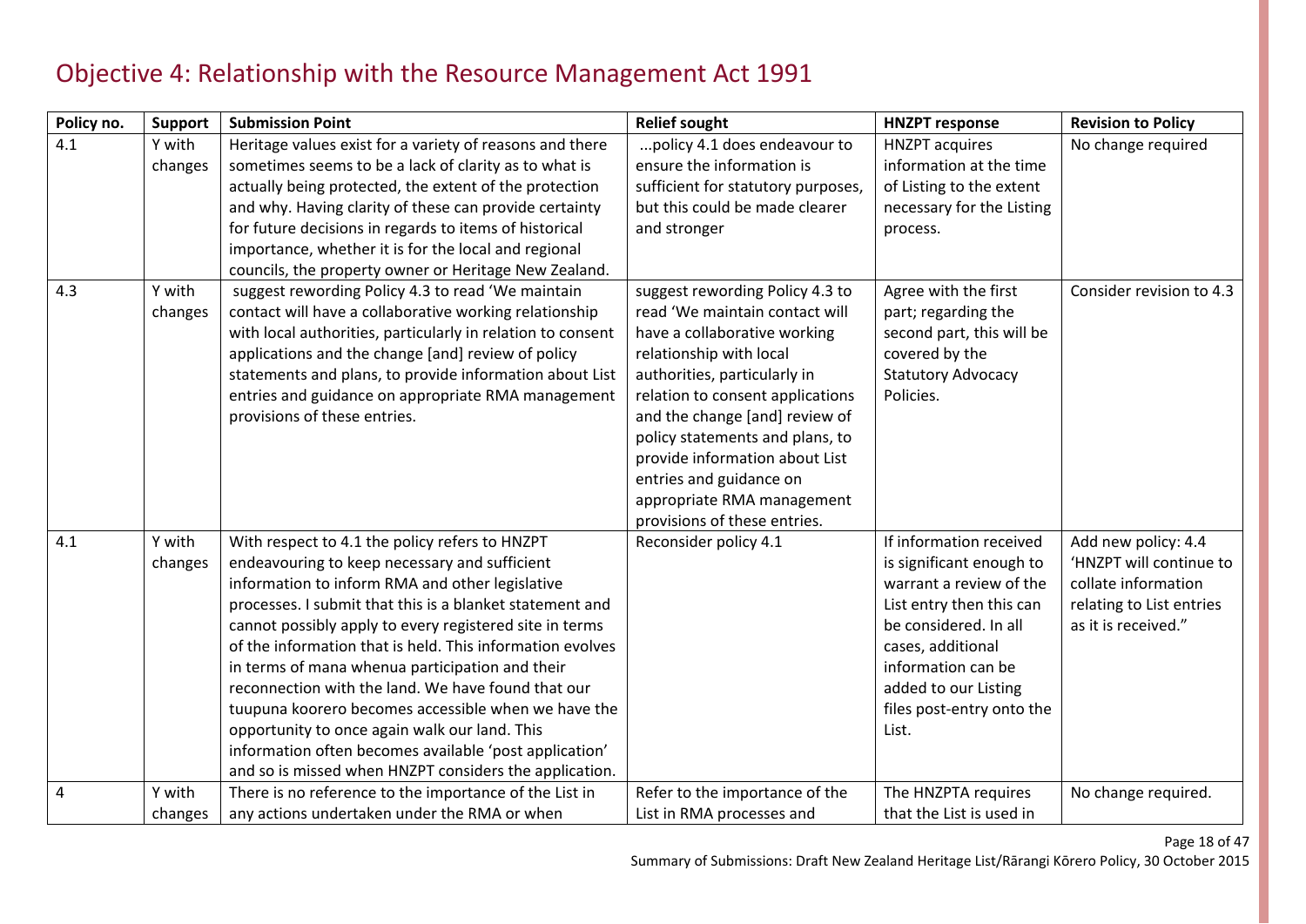# Objective 4: Relationship with the Resource Management Act 1991

| Policy no. | Support | Submission Point | Relief sought | HNZPT response | Revision to Policy |
|---|---|---|---|---|---|
| 4.1 | Y with changes | Heritage values exist for a variety of reasons and there sometimes seems to be a lack of clarity as to what is actually being protected, the extent of the protection and why. Having clarity of these can provide certainty for future decisions in regards to items of historical importance, whether it is for the local and regional councils, the property owner or Heritage New Zealand. | ...policy 4.1 does endeavour to ensure the information is sufficient for statutory purposes, but this could be made clearer and stronger | HNZPT acquires information at the time of Listing to the extent necessary for the Listing process. | No change required |
| 4.3 | Y with changes | suggest rewording Policy 4.3 to read 'We maintain contact will have a collaborative working relationship with local authorities, particularly in relation to consent applications and the change [and] review of policy statements and plans, to provide information about List entries and guidance on appropriate RMA management provisions of these entries. | suggest rewording Policy 4.3 to read 'We maintain contact will have a collaborative working relationship with local authorities, particularly in relation to consent applications and the change [and] review of policy statements and plans, to provide information about List entries and guidance on appropriate RMA management provisions of these entries. | Agree with the first part; regarding the second part, this will be covered by the Statutory Advocacy Policies. | Consider revision to 4.3 |
| 4.1 | Y with changes | With respect to 4.1 the policy refers to HNZPT endeavouring to keep necessary and sufficient information to inform RMA and other legislative processes. I submit that this is a blanket statement and cannot possibly apply to every registered site in terms of the information that is held. This information evolves in terms of mana whenua participation and their reconnection with the land. We have found that our tuupuna koorero becomes accessible when we have the opportunity to once again walk our land. This information often becomes available 'post application' and so is missed when HNZPT considers the application. | Reconsider policy 4.1 | If information received is significant enough to warrant a review of the List entry then this can be considered. In all cases, additional information can be added to our Listing files post-entry onto the List. | Add new policy: 4.4 'HNZPT will continue to collate information relating to List entries as it is received." |
| 4 | Y with changes | There is no reference to the importance of the List in any actions undertaken under the RMA or when | Refer to the importance of the List in RMA processes and | The HNZPTA requires that the List is used in | No change required. |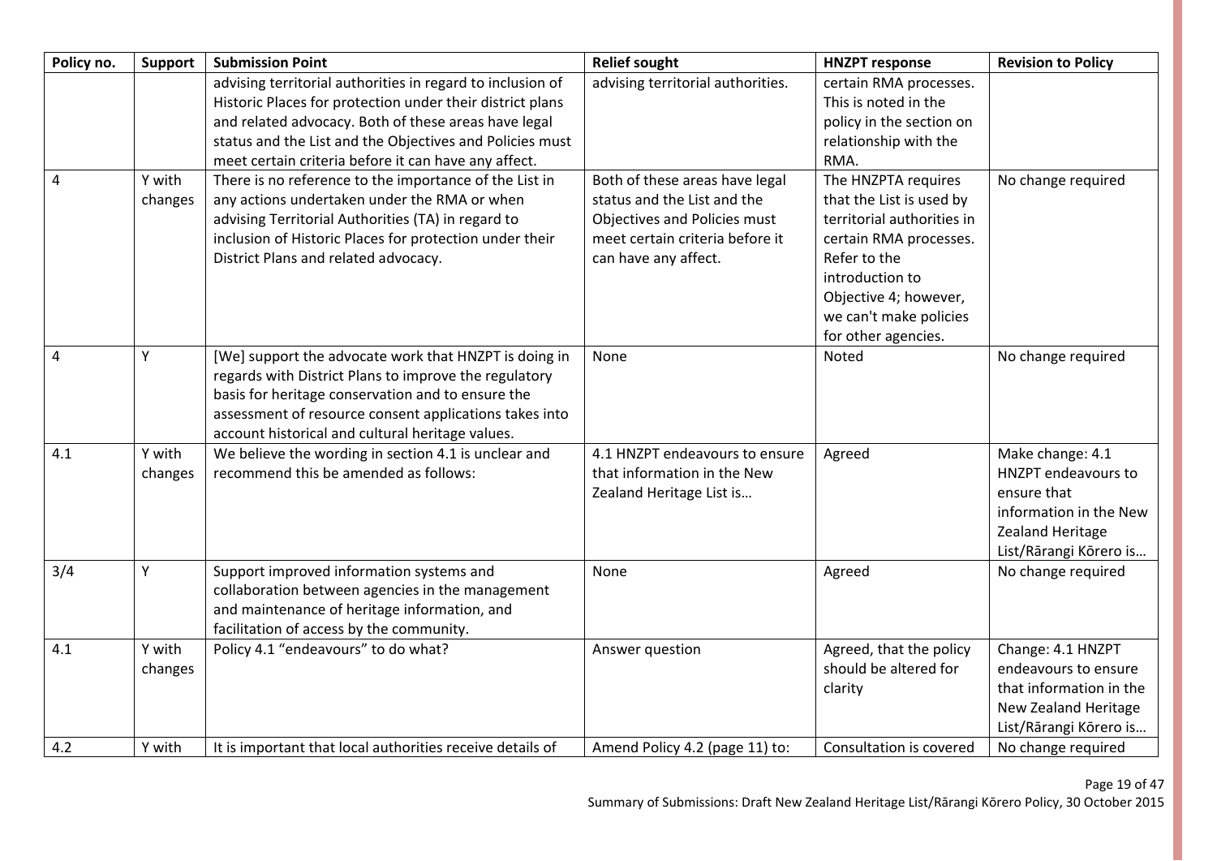| Policy no. | Support | Submission Point | Relief sought | HNZPT response | Revision to Policy |
|---|---|---|---|---|---|
| | | advising territorial authorities in regard to inclusion of Historic Places for protection under their district plans and related advocacy. Both of these areas have legal status and the List and the Objectives and Policies must meet certain criteria before it can have any affect. | advising territorial authorities. | certain RMA processes. This is noted in the policy in the section on relationship with the RMA. | |
| 4 | Y with changes | There is no reference to the importance of the List in any actions undertaken under the RMA or when advising Territorial Authorities (TA) in regard to inclusion of Historic Places for protection under their District Plans and related advocacy. | Both of these areas have legal status and the List and the Objectives and Policies must meet certain criteria before it can have any affect. | The HNZPTA requires that the List is used by territorial authorities in certain RMA processes. Refer to the introduction to Objective 4; however, we can't make policies for other agencies. | No change required |
| 4 | Y | [We] support the advocate work that HNZPT is doing in regards with District Plans to improve the regulatory basis for heritage conservation and to ensure the assessment of resource consent applications takes into account historical and cultural heritage values. | None | Noted | No change required |
| 4.1 | Y with changes | We believe the wording in section 4.1 is unclear and recommend this be amended as follows: | 4.1 HNZPT endeavours to ensure that information in the New Zealand Heritage List is… | Agreed | Make change: 4.1 HNZPT endeavours to ensure that information in the New Zealand Heritage List/Rārangi Kōrero is… |
| 3/4 | Y | Support improved information systems and collaboration between agencies in the management and maintenance of heritage information, and facilitation of access by the community. | None | Agreed | No change required |
| 4.1 | Y with changes | Policy 4.1 "endeavours" to do what? | Answer question | Agreed, that the policy should be altered for clarity | Change: 4.1 HNZPT endeavours to ensure that information in the New Zealand Heritage List/Rārangi Kōrero is… |
| 4.2 | Y with | It is important that local authorities receive details of | Amend Policy 4.2 (page 11) to: | Consultation is covered | No change required |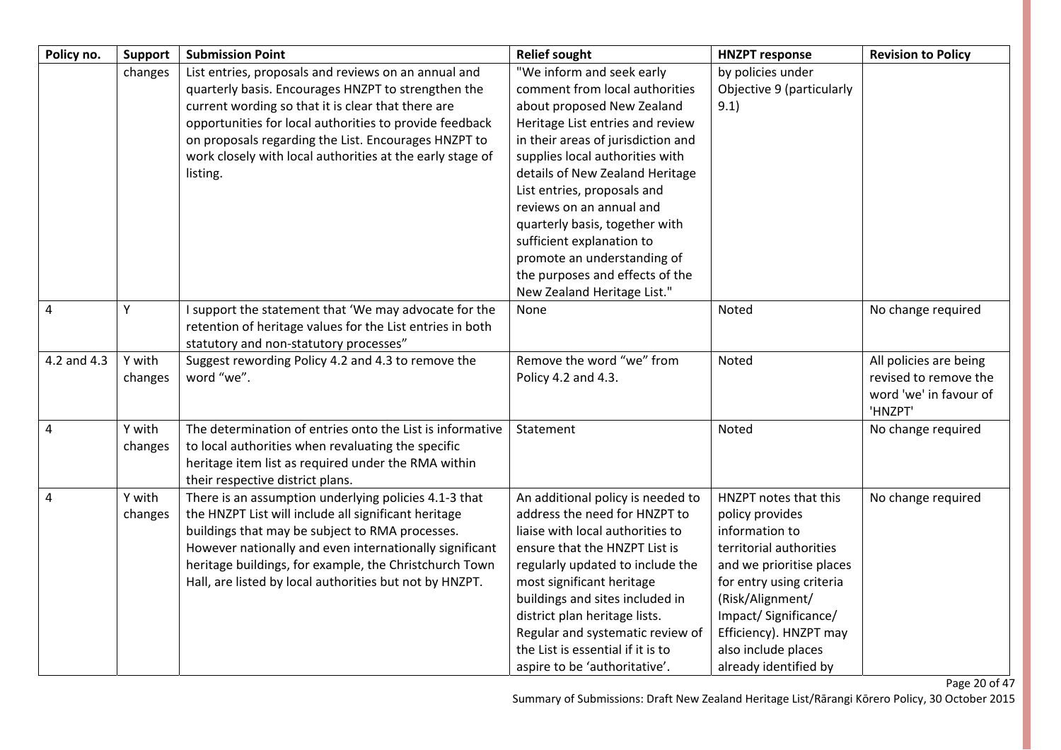| Policy no. | Support | Submission Point | Relief sought | HNZPT response | Revision to Policy |
|---|---|---|---|---|---|
| | changes | List entries, proposals and reviews on an annual and quarterly basis. Encourages HNZPT to strengthen the current wording so that it is clear that there are opportunities for local authorities to provide feedback on proposals regarding the List. Encourages HNZPT to work closely with local authorities at the early stage of listing. | "We inform and seek early comment from local authorities about proposed New Zealand Heritage List entries and review in their areas of jurisdiction and supplies local authorities with details of New Zealand Heritage List entries, proposals and reviews on an annual and quarterly basis, together with sufficient explanation to promote an understanding of the purposes and effects of the New Zealand Heritage List." | by policies under Objective 9 (particularly 9.1) | |
| 4 | Y | I support the statement that 'We may advocate for the retention of heritage values for the List entries in both statutory and non-statutory processes" | None | Noted | No change required |
| 4.2 and 4.3 | Y with changes | Suggest rewording Policy 4.2 and 4.3 to remove the word "we". | Remove the word "we" from Policy 4.2 and 4.3. | Noted | All policies are being revised to remove the word 'we' in favour of 'HNZPT' |
| 4 | Y with changes | The determination of entries onto the List is informative to local authorities when revaluating the specific heritage item list as required under the RMA within their respective district plans. | Statement | Noted | No change required |
| 4 | Y with changes | There is an assumption underlying policies 4.1-3 that the HNZPT List will include all significant heritage buildings that may be subject to RMA processes. However nationally and even internationally significant heritage buildings, for example, the Christchurch Town Hall, are listed by local authorities but not by HNZPT. | An additional policy is needed to address the need for HNZPT to liaise with local authorities to ensure that the HNZPT List is regularly updated to include the most significant heritage buildings and sites included in district plan heritage lists. Regular and systematic review of the List is essential if it is to aspire to be 'authoritative'. | HNZPT notes that this policy provides information to territorial authorities and we prioritise places for entry using criteria (Risk/Alignment/ Impact/ Significance/ Efficiency). HNZPT may also include places already identified by | No change required |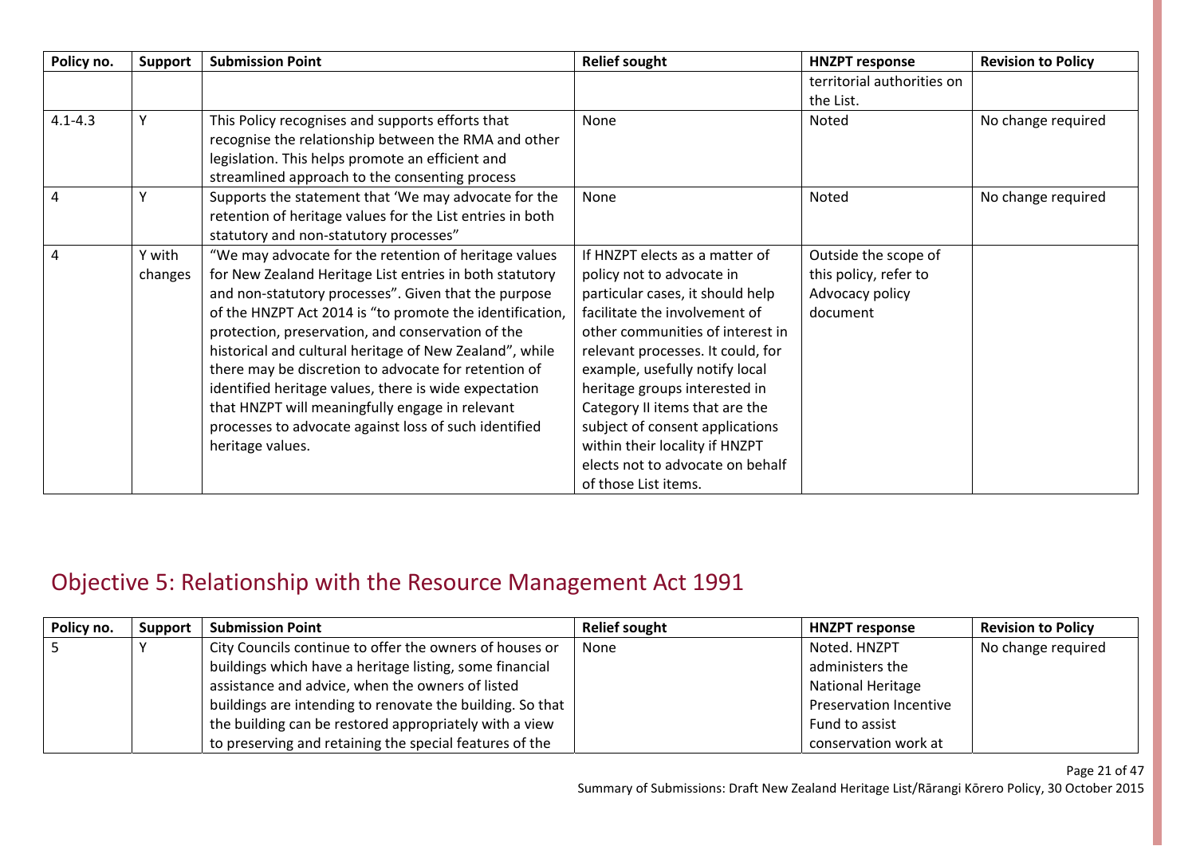| Policy no. | Support | Submission Point | Relief sought | HNZPT response | Revision to Policy |
|---|---|---|---|---|---|
| | | | | territorial authorities on the List. | |
| 4.1-4.3 | Y | This Policy recognises and supports efforts that recognise the relationship between the RMA and other legislation. This helps promote an efficient and streamlined approach to the consenting process | None | Noted | No change required |
| 4 | Y | Supports the statement that 'We may advocate for the retention of heritage values for the List entries in both statutory and non-statutory processes" | None | Noted | No change required |
| 4 | Y with changes | "We may advocate for the retention of heritage values for New Zealand Heritage List entries in both statutory and non-statutory processes". Given that the purpose of the HNZPT Act 2014 is "to promote the identification, protection, preservation, and conservation of the historical and cultural heritage of New Zealand", while there may be discretion to advocate for retention of identified heritage values, there is wide expectation that HNZPT will meaningfully engage in relevant processes to advocate against loss of such identified heritage values. | If HNZPT elects as a matter of policy not to advocate in particular cases, it should help facilitate the involvement of other communities of interest in relevant processes. It could, for example, usefully notify local heritage groups interested in Category II items that are the subject of consent applications within their locality if HNZPT elects not to advocate on behalf of those List items. | Outside the scope of this policy, refer to Advocacy policy document | |

## Objective 5: Relationship with the Resource Management Act 1991

| Policy no. | Support | Submission Point | Relief sought | HNZPT response | Revision to Policy |
|---|---|---|---|---|---|
| 5 | Y | City Councils continue to offer the owners of houses or buildings which have a heritage listing, some financial assistance and advice, when the owners of listed buildings are intending to renovate the building. So that the building can be restored appropriately with a view to preserving and retaining the special features of the | None | Noted. HNZPT administers the National Heritage Preservation Incentive Fund to assist conservation work at | No change required |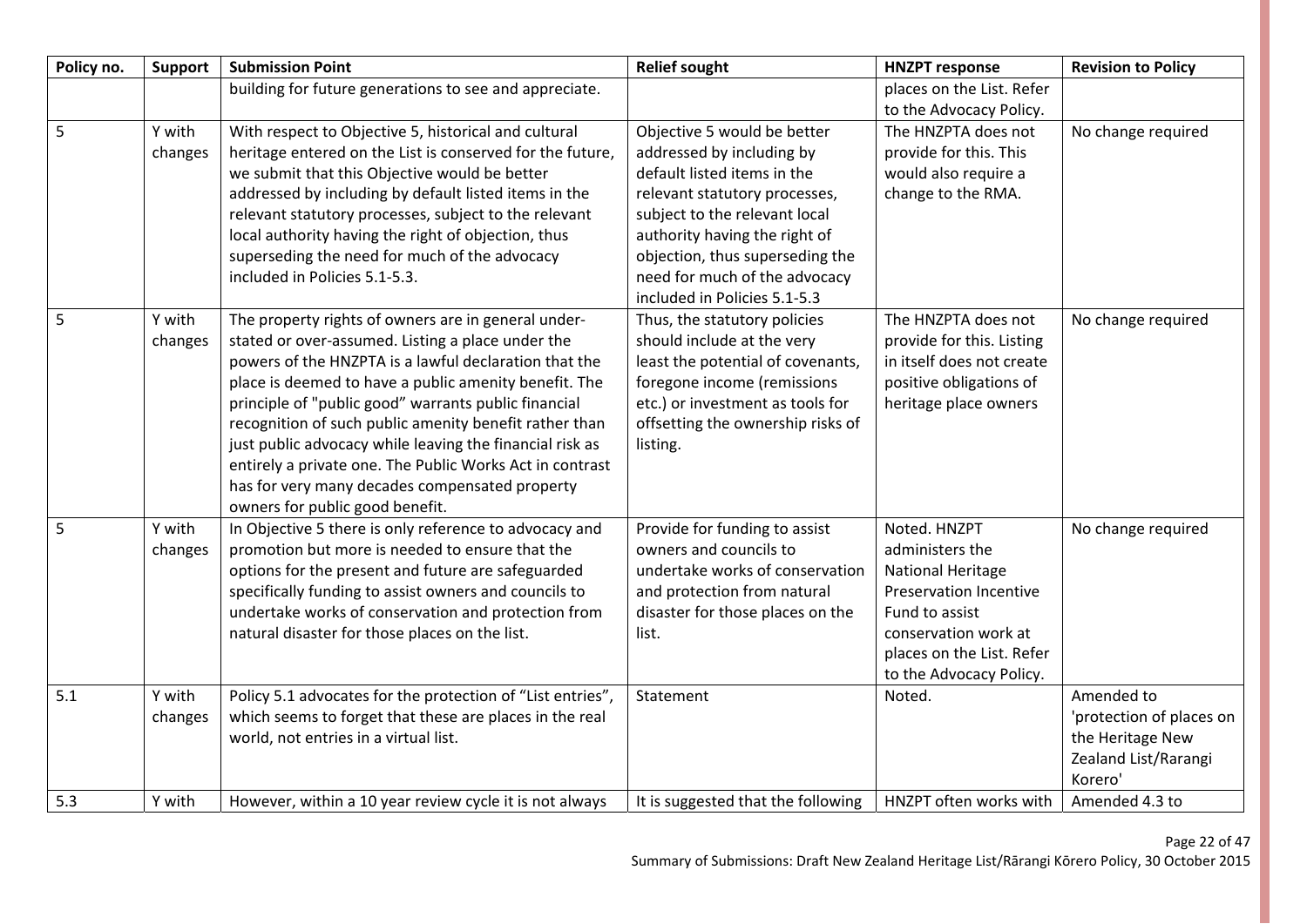| Policy no. | Support | Submission Point | Relief sought | HNZPT response | Revision to Policy |
|---|---|---|---|---|---|
| | | building for future generations to see and appreciate. | | places on the List. Refer to the Advocacy Policy. | |
| 5 | Y with changes | With respect to Objective 5, historical and cultural heritage entered on the List is conserved for the future, we submit that this Objective would be better addressed by including by default listed items in the relevant statutory processes, subject to the relevant local authority having the right of objection, thus superseding the need for much of the advocacy included in Policies 5.1-5.3. | Objective 5 would be better addressed by including by default listed items in the relevant statutory processes, subject to the relevant local authority having the right of objection, thus superseding the need for much of the advocacy included in Policies 5.1-5.3 | The HNZPTA does not provide for this. This would also require a change to the RMA. | No change required |
| 5 | Y with changes | The property rights of owners are in general under-stated or over-assumed. Listing a place under the powers of the HNZPTA is a lawful declaration that the place is deemed to have a public amenity benefit. The principle of "public good" warrants public financial recognition of such public amenity benefit rather than just public advocacy while leaving the financial risk as entirely a private one. The Public Works Act in contrast has for very many decades compensated property owners for public good benefit. | Thus, the statutory policies should include at the very least the potential of covenants, foregone income (remissions etc.) or investment as tools for offsetting the ownership risks of listing. | The HNZPTA does not provide for this. Listing in itself does not create positive obligations of heritage place owners | No change required |
| 5 | Y with changes | In Objective 5 there is only reference to advocacy and promotion but more is needed to ensure that the options for the present and future are safeguarded specifically funding to assist owners and councils to undertake works of conservation and protection from natural disaster for those places on the list. | Provide for funding to assist owners and councils to undertake works of conservation and protection from natural disaster for those places on the list. | Noted. HNZPT administers the National Heritage Preservation Incentive Fund to assist conservation work at places on the List. Refer to the Advocacy Policy. | No change required |
| 5.1 | Y with changes | Policy 5.1 advocates for the protection of "List entries", which seems to forget that these are places in the real world, not entries in a virtual list. | Statement | Noted. | Amended to 'protection of places on the Heritage New Zealand List/Rarangi Korero' |
| 5.3 | Y with | However, within a 10 year review cycle it is not always | It is suggested that the following | HNZPT often works with | Amended 4.3 to |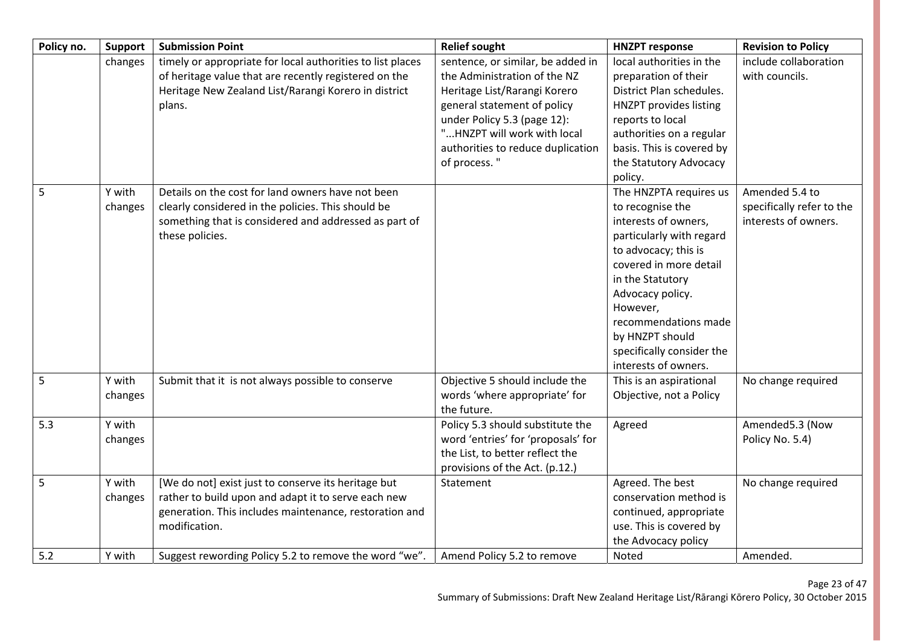| Policy no. | Support | Submission Point | Relief sought | HNZPT response | Revision to Policy |
|---|---|---|---|---|---|
| | changes | timely or appropriate for local authorities to list places of heritage value that are recently registered on the Heritage New Zealand List/Rarangi Korero in district plans. | sentence, or similar, be added in the Administration of the NZ Heritage List/Rarangi Korero general statement of policy under Policy 5.3 (page 12): "...HNZPT will work with local authorities to reduce duplication of process. " | local authorities in the preparation of their District Plan schedules. HNZPT provides listing reports to local authorities on a regular basis. This is covered by the Statutory Advocacy policy. | include collaboration with councils. |
| 5 | Y with changes | Details on the cost for land owners have not been clearly considered in the policies. This should be something that is considered and addressed as part of these policies. | | The HNZPTA requires us to recognise the interests of owners, particularly with regard to advocacy; this is covered in more detail in the Statutory Advocacy policy. However, recommendations made by HNZPT should specifically consider the interests of owners. | Amended 5.4 to specifically refer to the interests of owners. |
| 5 | Y with changes | Submit that it is not always possible to conserve | Objective 5 should include the words 'where appropriate' for the future. | This is an aspirational Objective, not a Policy | No change required |
| 5.3 | Y with changes | | Policy 5.3 should substitute the word 'entries' for 'proposals' for the List, to better reflect the provisions of the Act. (p.12.) | Agreed | Amended5.3 (Now Policy No. 5.4) |
| 5 | Y with changes | [We do not] exist just to conserve its heritage but rather to build upon and adapt it to serve each new generation. This includes maintenance, restoration and modification. | Statement | Agreed. The best conservation method is continued, appropriate use. This is covered by the Advocacy policy | No change required |
| 5.2 | Y with | Suggest rewording Policy 5.2 to remove the word "we". | Amend Policy 5.2 to remove | Noted | Amended. |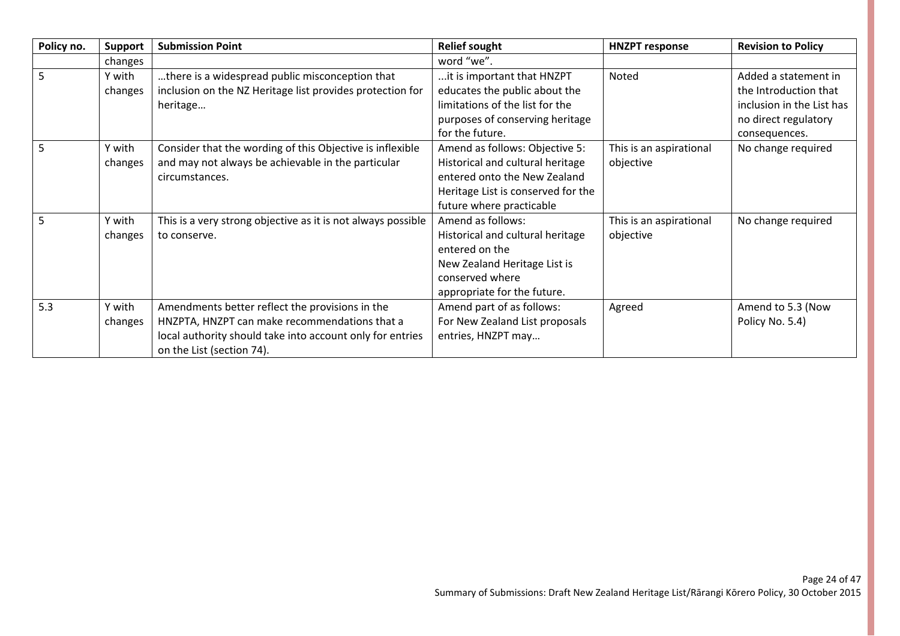| Policy no. | Support | Submission Point | Relief sought | HNZPT response | Revision to Policy |
|---|---|---|---|---|---|
| | changes | | word "we". | | |
| 5 | Y with changes | …there is a widespread public misconception that inclusion on the NZ Heritage list provides protection for heritage… | ...it is important that HNZPT educates the public about the limitations of the list for the purposes of conserving heritage for the future. | Noted | Added a statement in the Introduction that inclusion in the List has no direct regulatory consequences. |
| 5 | Y with changes | Consider that the wording of this Objective is inflexible and may not always be achievable in the particular circumstances. | Amend as follows: Objective 5: Historical and cultural heritage entered onto the New Zealand Heritage List is conserved for the future where practicable | This is an aspirational objective | No change required |
| 5 | Y with changes | This is a very strong objective as it is not always possible to conserve. | Amend as follows: Historical and cultural heritage entered on the New Zealand Heritage List is conserved where appropriate for the future. | This is an aspirational objective | No change required |
| 5.3 | Y with changes | Amendments better reflect the provisions in the HNZPTA, HNZPT can make recommendations that a local authority should take into account only for entries on the List (section 74). | Amend part of as follows: For New Zealand List proposals entries, HNZPT may… | Agreed | Amend to 5.3 (Now Policy No. 5.4) |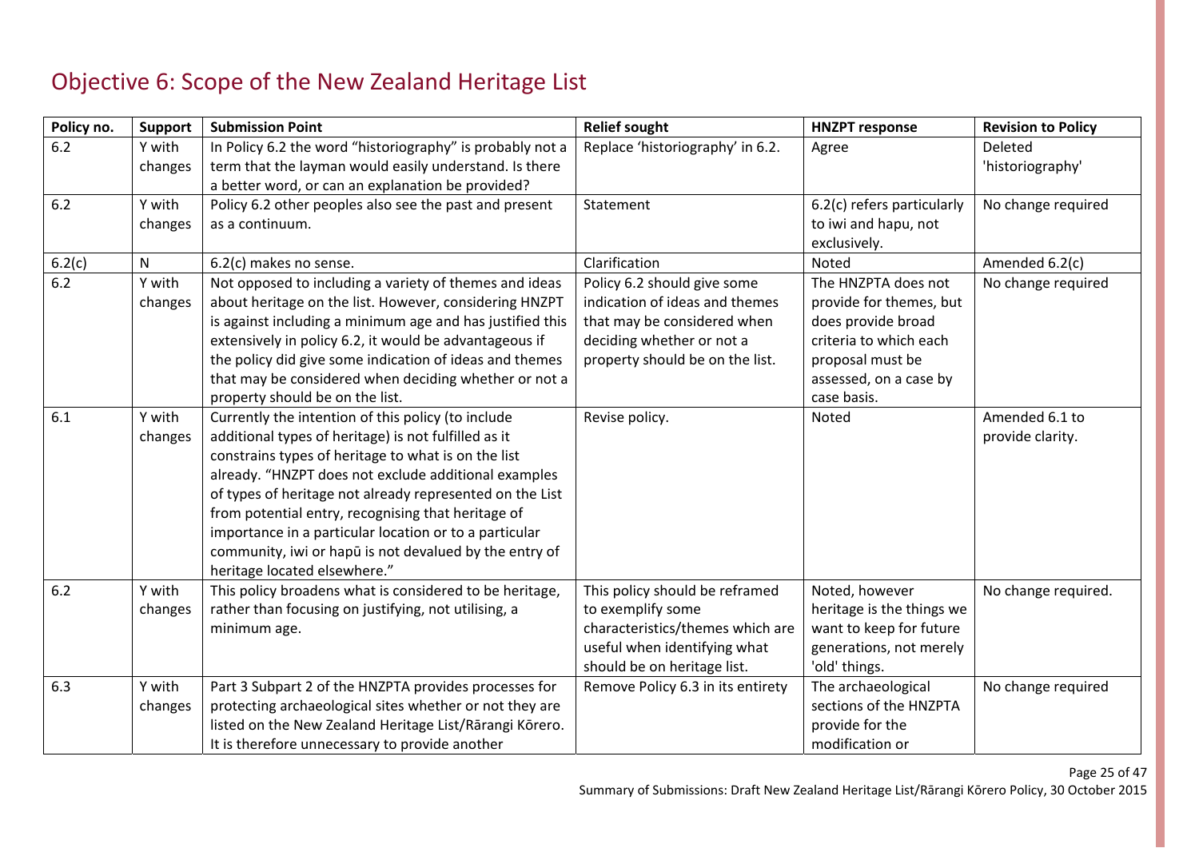# Objective 6: Scope of the New Zealand Heritage List

| Policy no. | Support | Submission Point | Relief sought | HNZPT response | Revision to Policy |
|---|---|---|---|---|---|
| 6.2 | Y with changes | In Policy 6.2 the word "historiography" is probably not a term that the layman would easily understand. Is there a better word, or can an explanation be provided? | Replace 'historiography' in 6.2. | Agree | Deleted 'historiography' |
| 6.2 | Y with changes | Policy 6.2 other peoples also see the past and present as a continuum. | Statement | 6.2(c) refers particularly to iwi and hapu, not exclusively. | No change required |
| 6.2(c) | N | 6.2(c) makes no sense. | Clarification | Noted | Amended 6.2(c) |
| 6.2 | Y with changes | Not opposed to including a variety of themes and ideas about heritage on the list. However, considering HNZPT is against including a minimum age and has justified this extensively in policy 6.2, it would be advantageous if the policy did give some indication of ideas and themes that may be considered when deciding whether or not a property should be on the list. | Policy 6.2 should give some indication of ideas and themes that may be considered when deciding whether or not a property should be on the list. | The HNZPTA does not provide for themes, but does provide broad criteria to which each proposal must be assessed, on a case by case basis. | No change required |
| 6.1 | Y with changes | Currently the intention of this policy (to include additional types of heritage) is not fulfilled as it constrains types of heritage to what is on the list already. "HNZPT does not exclude additional examples of types of heritage not already represented on the List from potential entry, recognising that heritage of importance in a particular location or to a particular community, iwi or hapū is not devalued by the entry of heritage located elsewhere." | Revise policy. | Noted | Amended 6.1 to provide clarity. |
| 6.2 | Y with changes | This policy broadens what is considered to be heritage, rather than focusing on justifying, not utilising, a minimum age. | This policy should be reframed to exemplify some characteristics/themes which are useful when identifying what should be on heritage list. | Noted, however heritage is the things we want to keep for future generations, not merely 'old' things. | No change required. |
| 6.3 | Y with changes | Part 3 Subpart 2 of the HNZPTA provides processes for protecting archaeological sites whether or not they are listed on the New Zealand Heritage List/Rārangi Kōrero. It is therefore unnecessary to provide another | Remove Policy 6.3 in its entirety | The archaeological sections of the HNZPTA provide for the modification or | No change required |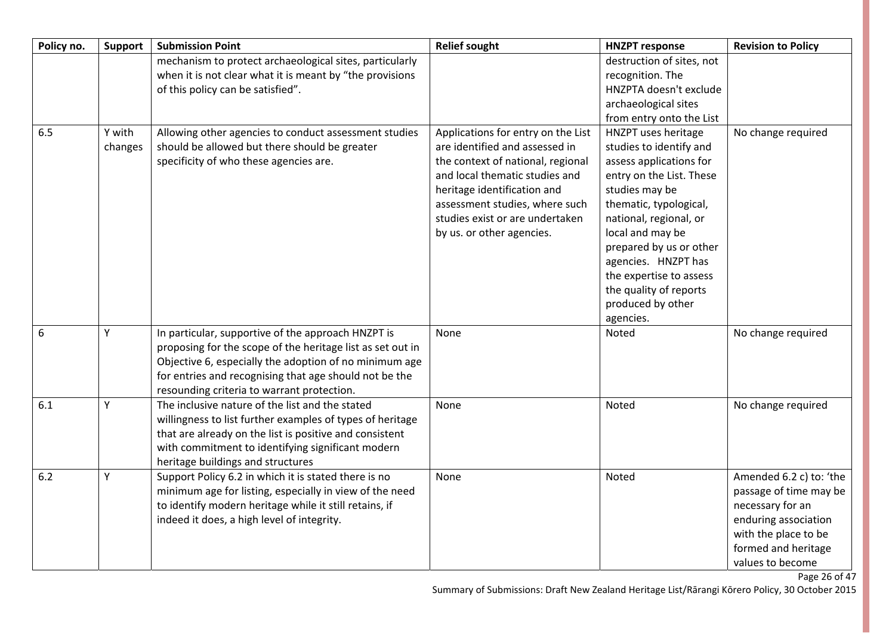| Policy no. | Support | Submission Point | Relief sought | HNZPT response | Revision to Policy |
|---|---|---|---|---|---|
| | | mechanism to protect archaeological sites, particularly when it is not clear what it is meant by "the provisions of this policy can be satisfied". | | destruction of sites, not recognition. The HNZPTA doesn't exclude archaeological sites from entry onto the List | |
| 6.5 | Y with changes | Allowing other agencies to conduct assessment studies should be allowed but there should be greater specificity of who these agencies are. | Applications for entry on the List are identified and assessed in the context of national, regional and local thematic studies and heritage identification and assessment studies, where such studies exist or are undertaken by us. or other agencies. | HNZPT uses heritage studies to identify and assess applications for entry on the List. These studies may be thematic, typological, national, regional, or local and may be prepared by us or other agencies. HNZPT has the expertise to assess the quality of reports produced by other agencies. | No change required |
| 6 | Y | In particular, supportive of the approach HNZPT is proposing for the scope of the heritage list as set out in Objective 6, especially the adoption of no minimum age for entries and recognising that age should not be the resounding criteria to warrant protection. | None | Noted | No change required |
| 6.1 | Y | The inclusive nature of the list and the stated willingness to list further examples of types of heritage that are already on the list is positive and consistent with commitment to identifying significant modern heritage buildings and structures | None | Noted | No change required |
| 6.2 | Y | Support Policy 6.2 in which it is stated there is no minimum age for listing, especially in view of the need to identify modern heritage while it still retains, if indeed it does, a high level of integrity. | None | Noted | Amended 6.2 c) to: 'the passage of time may be necessary for an enduring association with the place to be formed and heritage values to become |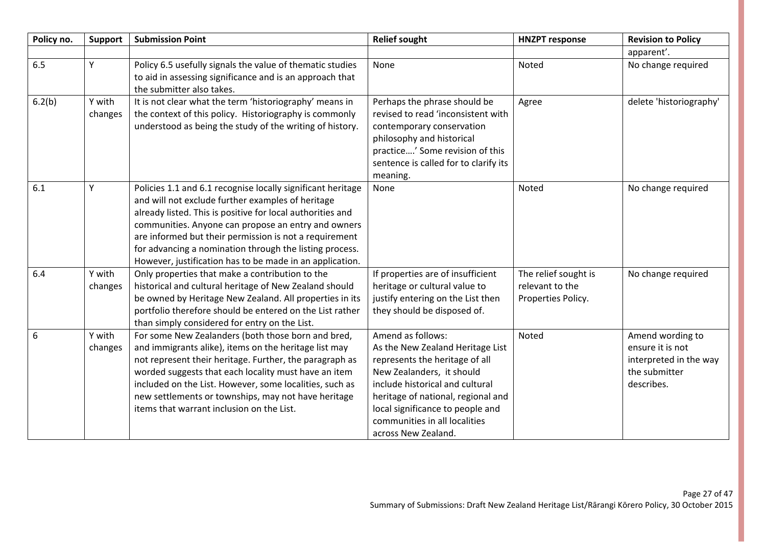| Policy no. | Support | Submission Point | Relief sought | HNZPT response | Revision to Policy |
|---|---|---|---|---|---|
| | | | | | apparent'. |
| 6.5 | Y | Policy 6.5 usefully signals the value of thematic studies to aid in assessing significance and is an approach that the submitter also takes. | None | Noted | No change required |
| 6.2(b) | Y with changes | It is not clear what the term 'historiography' means in the context of this policy. Historiography is commonly understood as being the study of the writing of history. | Perhaps the phrase should be revised to read 'inconsistent with contemporary conservation philosophy and historical practice….' Some revision of this sentence is called for to clarify its meaning. | Agree | delete 'historiography' |
| 6.1 | Y | Policies 1.1 and 6.1 recognise locally significant heritage and will not exclude further examples of heritage already listed. This is positive for local authorities and communities. Anyone can propose an entry and owners are informed but their permission is not a requirement for advancing a nomination through the listing process. However, justification has to be made in an application. | None | Noted | No change required |
| 6.4 | Y with changes | Only properties that make a contribution to the historical and cultural heritage of New Zealand should be owned by Heritage New Zealand. All properties in its portfolio therefore should be entered on the List rather than simply considered for entry on the List. | If properties are of insufficient heritage or cultural value to justify entering on the List then they should be disposed of. | The relief sought is relevant to the Properties Policy. | No change required |
| 6 | Y with changes | For some New Zealanders (both those born and bred, and immigrants alike), items on the heritage list may not represent their heritage. Further, the paragraph as worded suggests that each locality must have an item included on the List. However, some localities, such as new settlements or townships, may not have heritage items that warrant inclusion on the List. | Amend as follows:<br>As the New Zealand Heritage List represents the heritage of all New Zealanders, it should include historical and cultural heritage of national, regional and local significance to people and communities in all localities across New Zealand. | Noted | Amend wording to ensure it is not interpreted in the way the submitter describes. |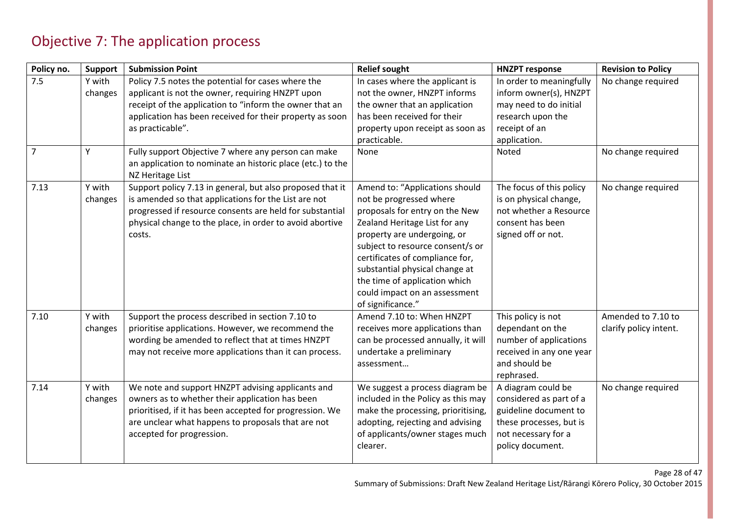# Objective 7: The application process

| Policy no. | Support | Submission Point | Relief sought | HNZPT response | Revision to Policy |
|---|---|---|---|---|---|
| 7.5 | Y with changes | Policy 7.5 notes the potential for cases where the applicant is not the owner, requiring HNZPT upon receipt of the application to "inform the owner that an application has been received for their property as soon as practicable". | In cases where the applicant is not the owner, HNZPT informs the owner that an application has been received for their property upon receipt as soon as practicable. | In order to meaningfully inform owner(s), HNZPT may need to do initial research upon the receipt of an application. | No change required |
| 7 | Y | Fully support Objective 7 where any person can make an application to nominate an historic place (etc.) to the NZ Heritage List | None | Noted | No change required |
| 7.13 | Y with changes | Support policy 7.13 in general, but also proposed that it is amended so that applications for the List are not progressed if resource consents are held for substantial physical change to the place, in order to avoid abortive costs. | Amend to: "Applications should not be progressed where proposals for entry on the New Zealand Heritage List for any property are undergoing, or subject to resource consent/s or certificates of compliance for, substantial physical change at the time of application which could impact on an assessment of significance." | The focus of this policy is on physical change, not whether a Resource consent has been signed off or not. | No change required |
| 7.10 | Y with changes | Support the process described in section 7.10 to prioritise applications. However, we recommend the wording be amended to reflect that at times HNZPT may not receive more applications than it can process. | Amend 7.10 to: When HNZPT receives more applications than can be processed annually, it will undertake a preliminary assessment… | This policy is not dependant on the number of applications received in any one year and should be rephrased. | Amended to 7.10 to clarify policy intent. |
| 7.14 | Y with changes | We note and support HNZPT advising applicants and owners as to whether their application has been prioritised, if it has been accepted for progression. We are unclear what happens to proposals that are not accepted for progression. | We suggest a process diagram be included in the Policy as this may make the processing, prioritising, adopting, rejecting and advising of applicants/owner stages much clearer. | A diagram could be considered as part of a guideline document to these processes, but is not necessary for a policy document. | No change required |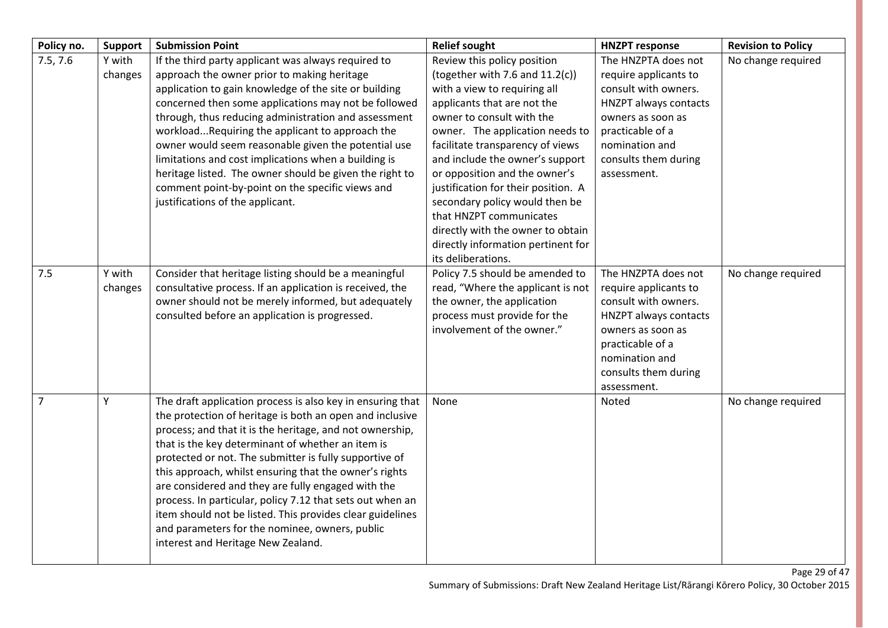| Policy no. | Support | Submission Point | Relief sought | HNZPT response | Revision to Policy |
| --- | --- | --- | --- | --- | --- |
| 7.5, 7.6 | Y with changes | If the third party applicant was always required to approach the owner prior to making heritage application to gain knowledge of the site or building concerned then some applications may not be followed through, thus reducing administration and assessment workload...Requiring the applicant to approach the owner would seem reasonable given the potential use limitations and cost implications when a building is heritage listed. The owner should be given the right to comment point-by-point on the specific views and justifications of the applicant. | Review this policy position (together with 7.6 and 11.2(c)) with a view to requiring all applicants that are not the owner to consult with the owner. The application needs to facilitate transparency of views and include the owner's support or opposition and the owner's justification for their position. A secondary policy would then be that HNZPT communicates directly with the owner to obtain directly information pertinent for its deliberations. | The HNZPTA does not require applicants to consult with owners. HNZPT always contacts owners as soon as practicable of a nomination and consults them during assessment. | No change required |
| 7.5 | Y with changes | Consider that heritage listing should be a meaningful consultative process. If an application is received, the owner should not be merely informed, but adequately consulted before an application is progressed. | Policy 7.5 should be amended to read, "Where the applicant is not the owner, the application process must provide for the involvement of the owner." | The HNZPTA does not require applicants to consult with owners. HNZPT always contacts owners as soon as practicable of a nomination and consults them during assessment. | No change required |
| 7 | Y | The draft application process is also key in ensuring that the protection of heritage is both an open and inclusive process; and that it is the heritage, and not ownership, that is the key determinant of whether an item is protected or not. The submitter is fully supportive of this approach, whilst ensuring that the owner's rights are considered and they are fully engaged with the process. In particular, policy 7.12 that sets out when an item should not be listed. This provides clear guidelines and parameters for the nominee, owners, public interest and Heritage New Zealand. | None | Noted | No change required |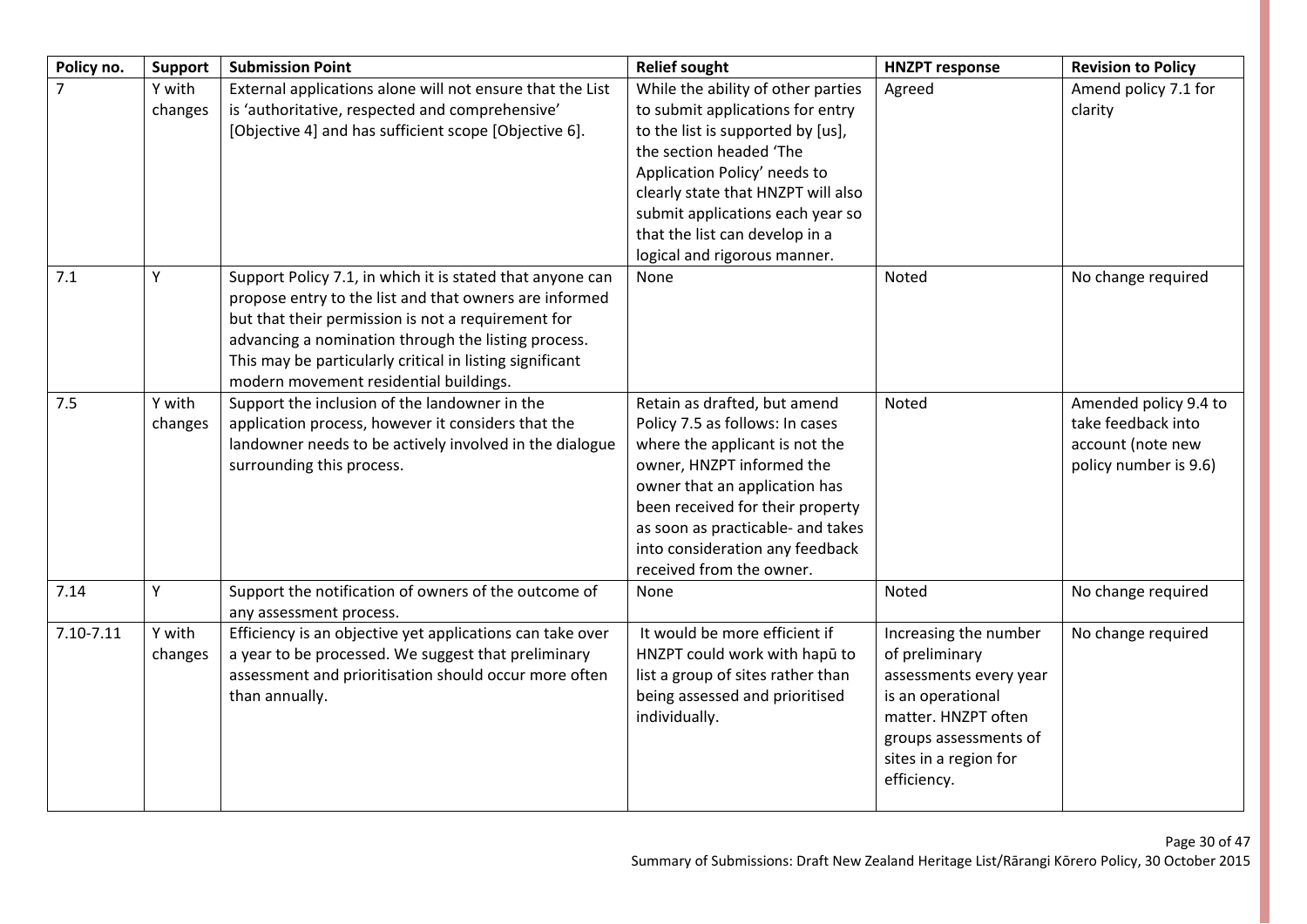| Policy no. | Support | Submission Point | Relief sought | HNZPT response | Revision to Policy |
|---|---|---|---|---|---|
| 7 | Y with changes | External applications alone will not ensure that the List is 'authoritative, respected and comprehensive' [Objective 4] and has sufficient scope [Objective 6]. | While the ability of other parties to submit applications for entry to the list is supported by [us], the section headed 'The Application Policy' needs to clearly state that HNZPT will also submit applications each year so that the list can develop in a logical and rigorous manner. | Agreed | Amend policy 7.1 for clarity |
| 7.1 | Y | Support Policy 7.1, in which it is stated that anyone can propose entry to the list and that owners are informed but that their permission is not a requirement for advancing a nomination through the listing process. This may be particularly critical in listing significant modern movement residential buildings. | None | Noted | No change required |
| 7.5 | Y with changes | Support the inclusion of the landowner in the application process, however it considers that the landowner needs to be actively involved in the dialogue surrounding this process. | Retain as drafted, but amend Policy 7.5 as follows: In cases where the applicant is not the owner, HNZPT informed the owner that an application has been received for their property as soon as practicable- and takes into consideration any feedback received from the owner. | Noted | Amended policy 9.4 to take feedback into account (note new policy number is 9.6) |
| 7.14 | Y | Support the notification of owners of the outcome of any assessment process. | None | Noted | No change required |
| 7.10-7.11 | Y with changes | Efficiency is an objective yet applications can take over a year to be processed. We suggest that preliminary assessment and prioritisation should occur more often than annually. | It would be more efficient if HNZPT could work with hapū to list a group of sites rather than being assessed and prioritised individually. | Increasing the number of preliminary assessments every year is an operational matter. HNZPT often groups assessments of sites in a region for efficiency. | No change required |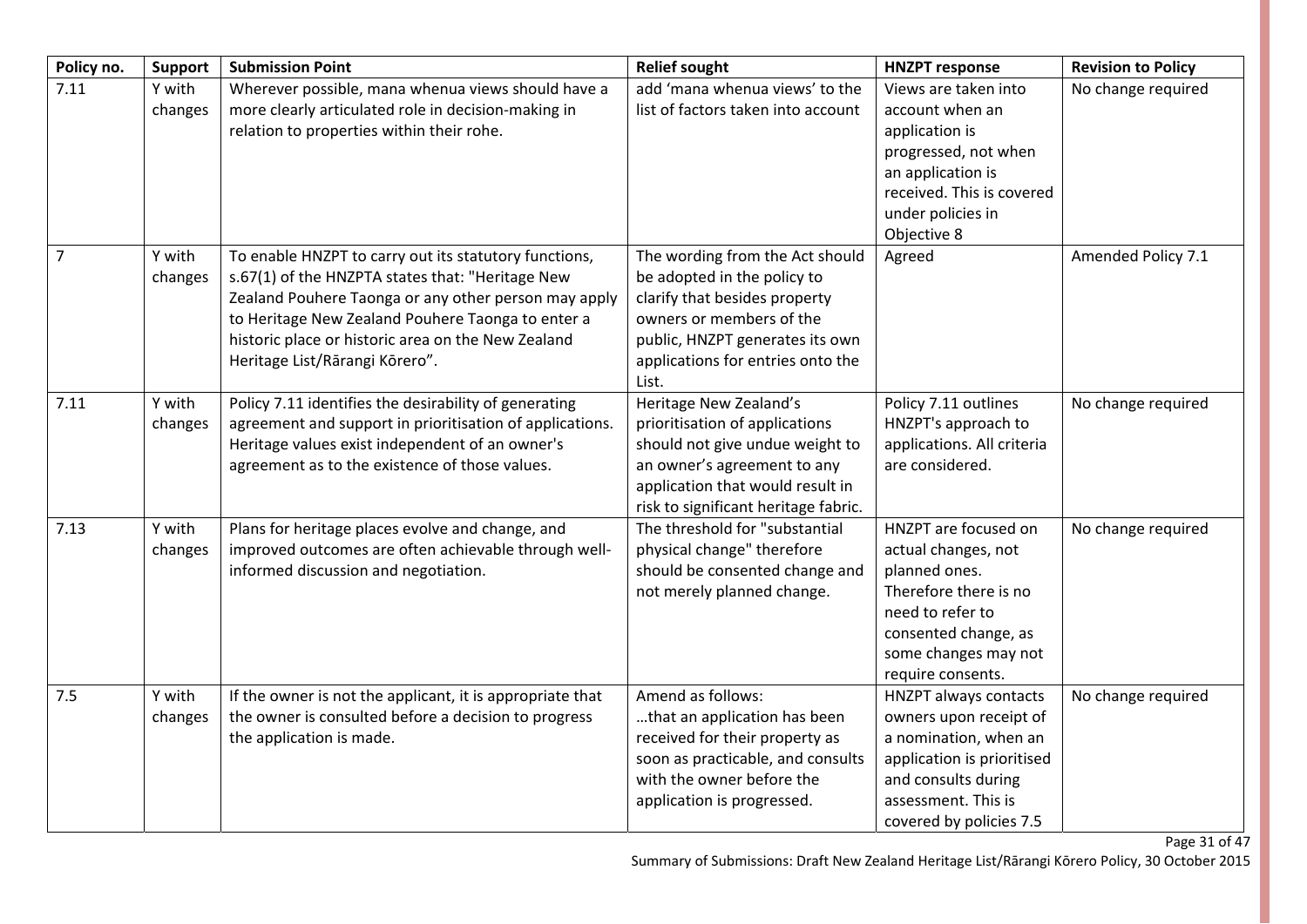| Policy no. | Support | Submission Point | Relief sought | HNZPT response | Revision to Policy |
|---|---|---|---|---|---|
| 7.11 | Y with changes | Wherever possible, mana whenua views should have a more clearly articulated role in decision-making in relation to properties within their rohe. | add 'mana whenua views' to the list of factors taken into account | Views are taken into account when an application is progressed, not when an application is received. This is covered under policies in Objective 8 | No change required |
| 7 | Y with changes | To enable HNZPT to carry out its statutory functions, s.67(1) of the HNZPTA states that: "Heritage New Zealand Pouhere Taonga or any other person may apply to Heritage New Zealand Pouhere Taonga to enter a historic place or historic area on the New Zealand Heritage List/Rārangi Kōrero". | The wording from the Act should be adopted in the policy to clarify that besides property owners or members of the public, HNZPT generates its own applications for entries onto the List. | Agreed | Amended Policy 7.1 |
| 7.11 | Y with changes | Policy 7.11 identifies the desirability of generating agreement and support in prioritisation of applications. Heritage values exist independent of an owner's agreement as to the existence of those values. | Heritage New Zealand's prioritisation of applications should not give undue weight to an owner's agreement to any application that would result in risk to significant heritage fabric. | Policy 7.11 outlines HNZPT's approach to applications. All criteria are considered. | No change required |
| 7.13 | Y with changes | Plans for heritage places evolve and change, and improved outcomes are often achievable through well-informed discussion and negotiation. | The threshold for "substantial physical change" therefore should be consented change and not merely planned change. | HNZPT are focused on actual changes, not planned ones. Therefore there is no need to refer to consented change, as some changes may not require consents. | No change required |
| 7.5 | Y with changes | If the owner is not the applicant, it is appropriate that the owner is consulted before a decision to progress the application is made. | Amend as follows: …that an application has been received for their property as soon as practicable, and consults with the owner before the application is progressed. | HNZPT always contacts owners upon receipt of a nomination, when an application is prioritised and consults during assessment. This is covered by policies 7.5 | No change required |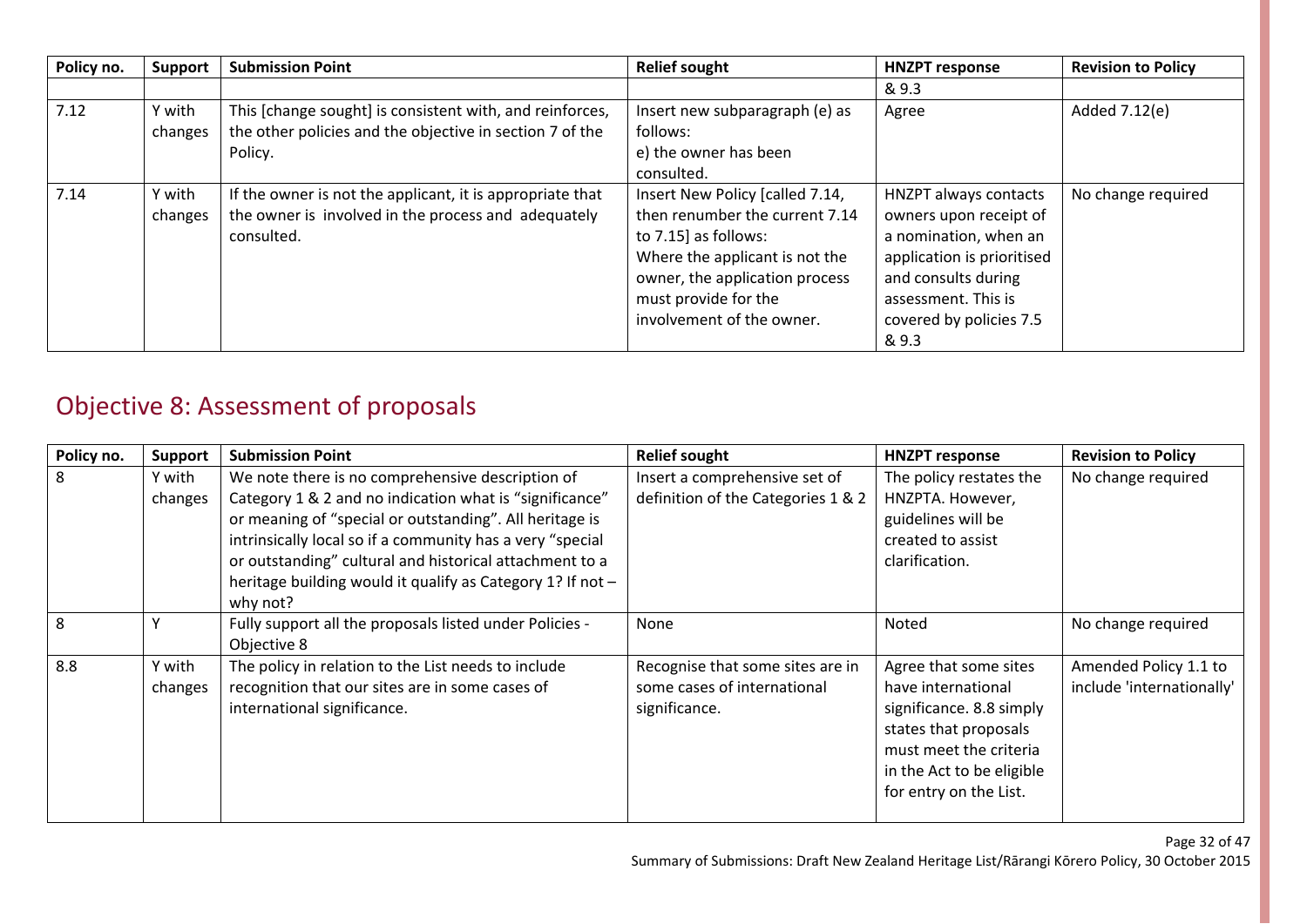| Policy no. | Support | Submission Point | Relief sought | HNZPT response | Revision to Policy |
|---|---|---|---|---|---|
| | | | | & 9.3 | |
| 7.12 | Y with changes | This [change sought] is consistent with, and reinforces, the other policies and the objective in section 7 of the Policy. | Insert new subparagraph (e) as follows: e) the owner has been consulted. | Agree | Added 7.12(e) |
| 7.14 | Y with changes | If the owner is not the applicant, it is appropriate that the owner is involved in the process and adequately consulted. | Insert New Policy [called 7.14, then renumber the current 7.14 to 7.15] as follows: Where the applicant is not the owner, the application process must provide for the involvement of the owner. | HNZPT always contacts owners upon receipt of a nomination, when an application is prioritised and consults during assessment. This is covered by policies 7.5 & 9.3 | No change required |

## Objective 8: Assessment of proposals

| Policy no. | Support | Submission Point | Relief sought | HNZPT response | Revision to Policy |
|---|---|---|---|---|---|
| 8 | Y with changes | We note there is no comprehensive description of Category 1 & 2 and no indication what is "significance" or meaning of "special or outstanding". All heritage is intrinsically local so if a community has a very "special or outstanding" cultural and historical attachment to a heritage building would it qualify as Category 1? If not – why not? | Insert a comprehensive set of definition of the Categories 1 & 2 | The policy restates the HNZPTA. However, guidelines will be created to assist clarification. | No change required |
| 8 | Y | Fully support all the proposals listed under Policies - Objective 8 | None | Noted | No change required |
| 8.8 | Y with changes | The policy in relation to the List needs to include recognition that our sites are in some cases of international significance. | Recognise that some sites are in some cases of international significance. | Agree that some sites have international significance. 8.8 simply states that proposals must meet the criteria in the Act to be eligible for entry on the List. | Amended Policy 1.1 to include 'internationally' |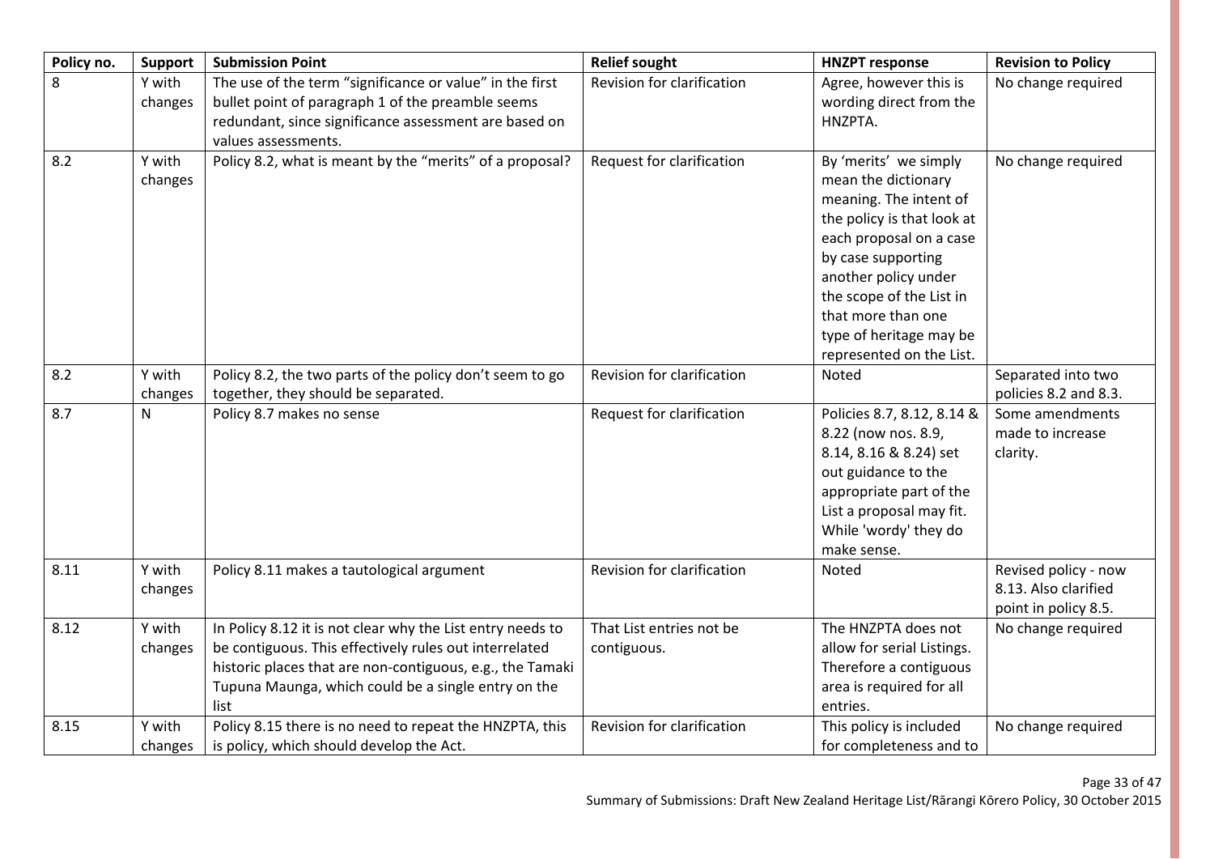| Policy no. | Support | Submission Point | Relief sought | HNZPT response | Revision to Policy |
|---|---|---|---|---|---|
| 8 | Y with changes | The use of the term "significance or value" in the first bullet point of paragraph 1 of the preamble seems redundant, since significance assessment are based on values assessments. | Revision for clarification | Agree, however this is wording direct from the HNZPTA. | No change required |
| 8.2 | Y with changes | Policy 8.2, what is meant by the "merits" of a proposal? | Request for clarification | By 'merits' we simply mean the dictionary meaning. The intent of the policy is that look at each proposal on a case by case supporting another policy under the scope of the List in that more than one type of heritage may be represented on the List. | No change required |
| 8.2 | Y with changes | Policy 8.2, the two parts of the policy don't seem to go together, they should be separated. | Revision for clarification | Noted | Separated into two policies 8.2 and 8.3. |
| 8.7 | N | Policy 8.7 makes no sense | Request for clarification | Policies 8.7, 8.12, 8.14 & 8.22 (now nos. 8.9, 8.14, 8.16 & 8.24) set out guidance to the appropriate part of the List a proposal may fit. While 'wordy' they do make sense. | Some amendments made to increase clarity. |
| 8.11 | Y with changes | Policy 8.11 makes a tautological argument | Revision for clarification | Noted | Revised policy - now 8.13. Also clarified point in policy 8.5. |
| 8.12 | Y with changes | In Policy 8.12 it is not clear why the List entry needs to be contiguous. This effectively rules out interrelated historic places that are non-contiguous, e.g., the Tamaki Tupuna Maunga, which could be a single entry on the list | That List entries not be contiguous. | The HNZPTA does not allow for serial Listings. Therefore a contiguous area is required for all entries. | No change required |
| 8.15 | Y with changes | Policy 8.15 there is no need to repeat the HNZPTA, this is policy, which should develop the Act. | Revision for clarification | This policy is included for completeness and to | No change required |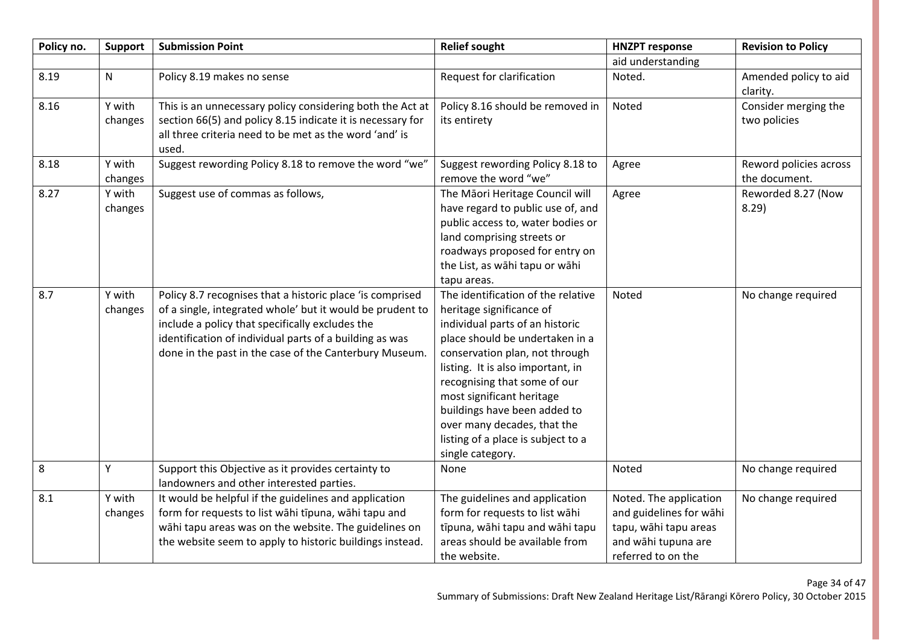| Policy no. | Support | Submission Point | Relief sought | HNZPT response | Revision to Policy |
|---|---|---|---|---|---|
| | | | | aid understanding | |
| 8.19 | N | Policy 8.19 makes no sense | Request for clarification | Noted. | Amended policy to aid clarity. |
| 8.16 | Y with changes | This is an unnecessary policy considering both the Act at section 66(5) and policy 8.15 indicate it is necessary for all three criteria need to be met as the word 'and' is used. | Policy 8.16 should be removed in its entirety | Noted | Consider merging the two policies |
| 8.18 | Y with changes | Suggest rewording Policy 8.18 to remove the word "we" | Suggest rewording Policy 8.18 to remove the word "we" | Agree | Reword policies across the document. |
| 8.27 | Y with changes | Suggest use of commas as follows, | The Māori Heritage Council will have regard to public use of, and public access to, water bodies or land comprising streets or roadways proposed for entry on the List, as wāhi tapu or wāhi tapu areas. | Agree | Reworded 8.27 (Now 8.29) |
| 8.7 | Y with changes | Policy 8.7 recognises that a historic place 'is comprised of a single, integrated whole' but it would be prudent to include a policy that specifically excludes the identification of individual parts of a building as was done in the past in the case of the Canterbury Museum. | The identification of the relative heritage significance of individual parts of an historic place should be undertaken in a conservation plan, not through listing. It is also important, in recognising that some of our most significant heritage buildings have been added to over many decades, that the listing of a place is subject to a single category. | Noted | No change required |
| 8 | Y | Support this Objective as it provides certainty to landowners and other interested parties. | None | Noted | No change required |
| 8.1 | Y with changes | It would be helpful if the guidelines and application form for requests to list wāhi tīpuna, wāhi tapu and wāhi tapu areas was on the website. The guidelines on the website seem to apply to historic buildings instead. | The guidelines and application form for requests to list wāhi tīpuna, wāhi tapu and wāhi tapu areas should be available from the website. | Noted. The application and guidelines for wāhi tapu, wāhi tapu areas and wāhi tupuna are referred to on the | No change required |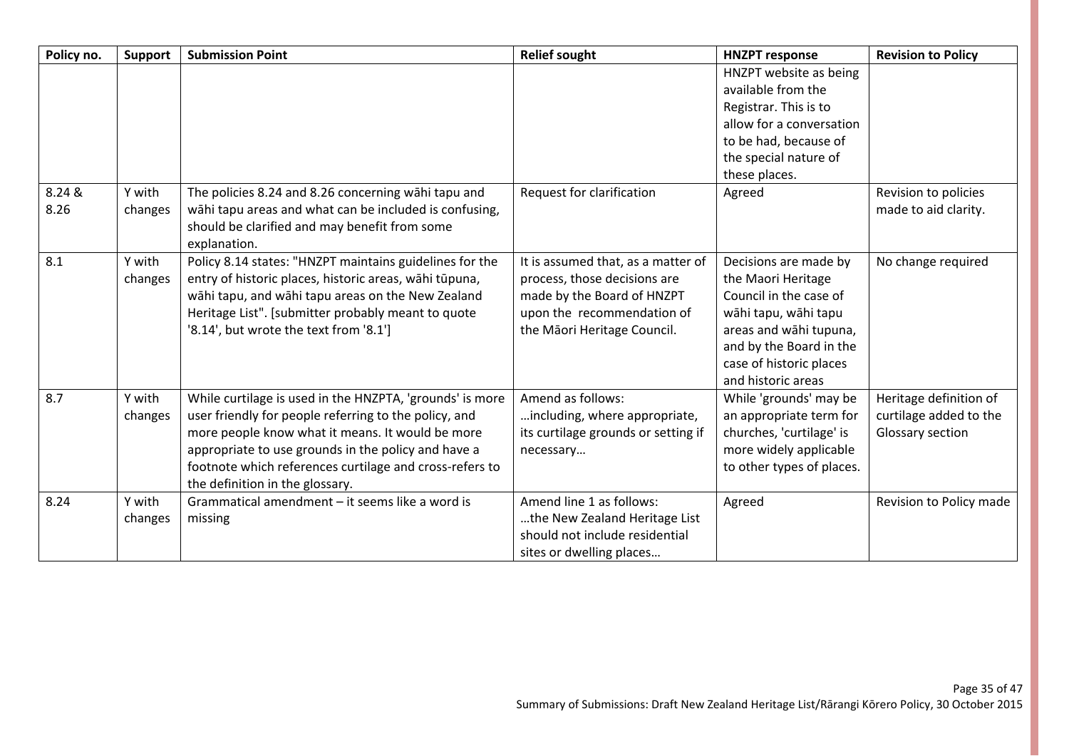| Policy no. | Support | Submission Point | Relief sought | HNZPT response | Revision to Policy |
|---|---|---|---|---|---|
| | | | | HNZPT website as being available from the Registrar. This is to allow for a conversation to be had, because of the special nature of these places. | |
| 8.24 & 8.26 | Y with changes | The policies 8.24 and 8.26 concerning wāhi tapu and wāhi tapu areas and what can be included is confusing, should be clarified and may benefit from some explanation. | Request for clarification | Agreed | Revision to policies made to aid clarity. |
| 8.1 | Y with changes | Policy 8.14 states: "HNZPT maintains guidelines for the entry of historic places, historic areas, wāhi tūpuna, wāhi tapu, and wāhi tapu areas on the New Zealand Heritage List". [submitter probably meant to quote '8.14', but wrote the text from '8.1'] | It is assumed that, as a matter of process, those decisions are made by the Board of HNZPT upon the recommendation of the Māori Heritage Council. | Decisions are made by the Maori Heritage Council in the case of wāhi tapu, wāhi tapu areas and wāhi tupuna, and by the Board in the case of historic places and historic areas | No change required |
| 8.7 | Y with changes | While curtilage is used in the HNZPTA, 'grounds' is more user friendly for people referring to the policy, and more people know what it means. It would be more appropriate to use grounds in the policy and have a footnote which references curtilage and cross-refers to the definition in the glossary. | Amend as follows: …including, where appropriate, its curtilage grounds or setting if necessary… | While 'grounds' may be an appropriate term for churches, 'curtilage' is more widely applicable to other types of places. | Heritage definition of curtilage added to the Glossary section |
| 8.24 | Y with changes | Grammatical amendment – it seems like a word is missing | Amend line 1 as follows: …the New Zealand Heritage List should not include residential sites or dwelling places… | Agreed | Revision to Policy made |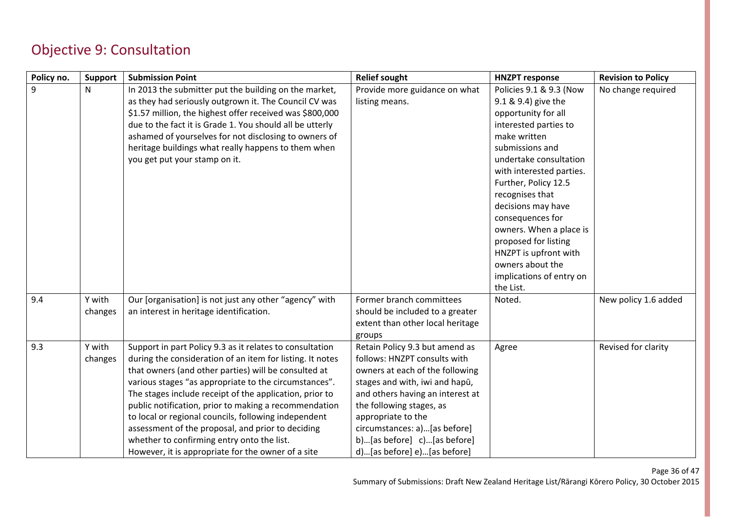## Objective 9: Consultation

| Policy no. | Support | Submission Point | Relief sought | HNZPT response | Revision to Policy |
|---|---|---|---|---|---|
| 9 | N | In 2013 the submitter put the building on the market, as they had seriously outgrown it. The Council CV was $1.57 million, the highest offer received was $800,000 due to the fact it is Grade 1. You should all be utterly ashamed of yourselves for not disclosing to owners of heritage buildings what really happens to them when you get put your stamp on it. | Provide more guidance on what listing means. | Policies 9.1 & 9.3 (Now 9.1 & 9.4) give the opportunity for all interested parties to make written submissions and undertake consultation with interested parties. Further, Policy 12.5 recognises that decisions may have consequences for owners. When a place is proposed for listing HNZPT is upfront with owners about the implications of entry on the List. | No change required |
| 9.4 | Y with changes | Our [organisation] is not just any other "agency" with an interest in heritage identification. | Former branch committees should be included to a greater extent than other local heritage groups | Noted. | New policy 1.6 added |
| 9.3 | Y with changes | Support in part Policy 9.3 as it relates to consultation during the consideration of an item for listing. It notes that owners (and other parties) will be consulted at various stages "as appropriate to the circumstances". The stages include receipt of the application, prior to public notification, prior to making a recommendation to local or regional councils, following independent assessment of the proposal, and prior to deciding whether to confirming entry onto the list.<br>However, it is appropriate for the owner of a site | Retain Policy 9.3 but amend as follows: HNZPT consults with owners at each of the following stages and with, iwi and hapū, and others having an interest at the following stages, as appropriate to the circumstances: a)…[as before] b)…[as before] c)…[as before] d)…[as before] e)…[as before] | Agree | Revised for clarity |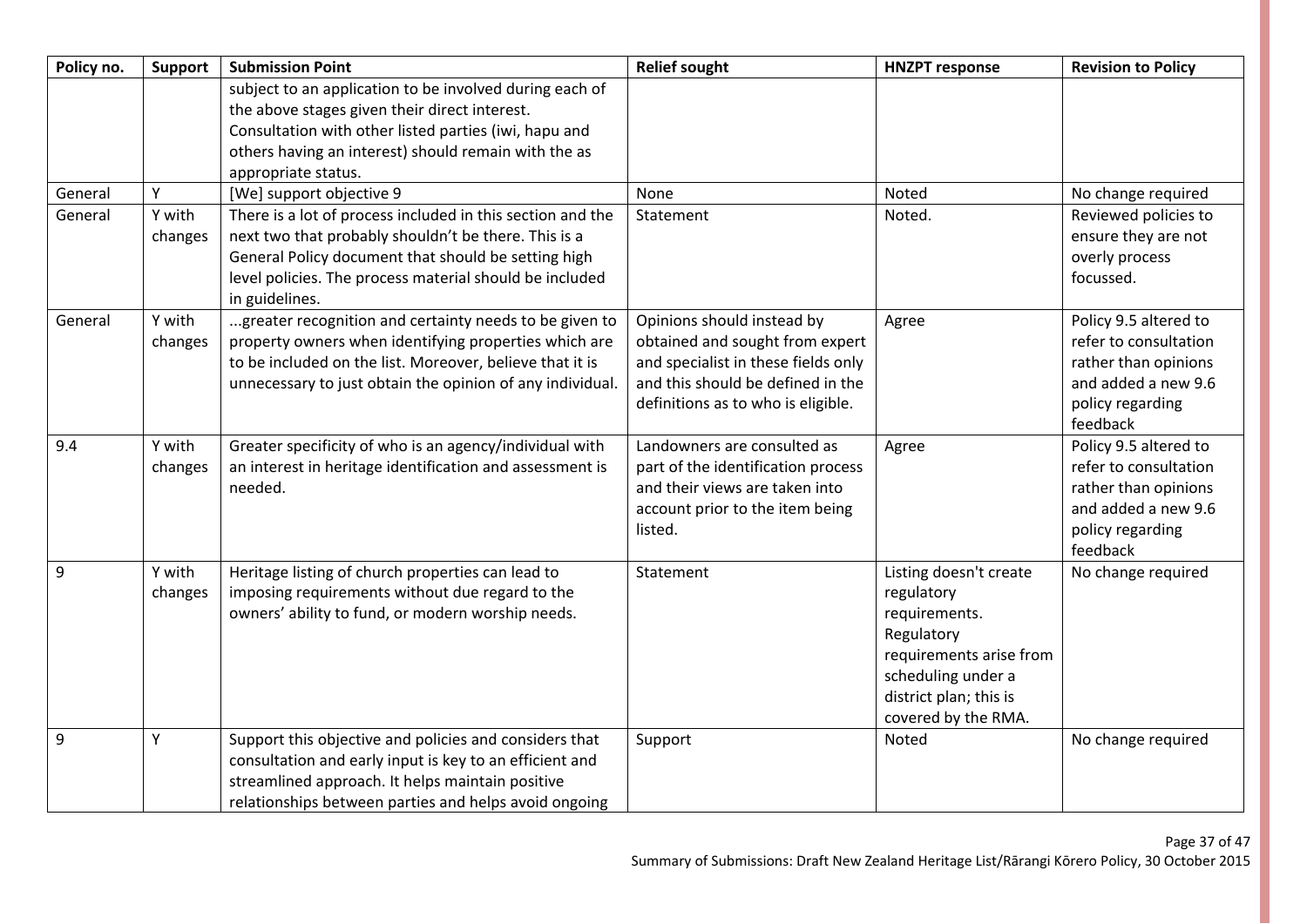| Policy no. | Support | Submission Point | Relief sought | HNZPT response | Revision to Policy |
|---|---|---|---|---|---|
| | | subject to an application to be involved during each of the above stages given their direct interest. Consultation with other listed parties (iwi, hapu and others having an interest) should remain with the as appropriate status. | | | |
| General | Y | [We] support objective 9 | None | Noted | No change required |
| General | Y with changes | There is a lot of process included in this section and the next two that probably shouldn't be there. This is a General Policy document that should be setting high level policies. The process material should be included in guidelines. | Statement | Noted. | Reviewed policies to ensure they are not overly process focussed. |
| General | Y with changes | ...greater recognition and certainty needs to be given to property owners when identifying properties which are to be included on the list. Moreover, believe that it is unnecessary to just obtain the opinion of any individual. | Opinions should instead by obtained and sought from expert and specialist in these fields only and this should be defined in the definitions as to who is eligible. | Agree | Policy 9.5 altered to refer to consultation rather than opinions and added a new 9.6 policy regarding feedback |
| 9.4 | Y with changes | Greater specificity of who is an agency/individual with an interest in heritage identification and assessment is needed. | Landowners are consulted as part of the identification process and their views are taken into account prior to the item being listed. | Agree | Policy 9.5 altered to refer to consultation rather than opinions and added a new 9.6 policy regarding feedback |
| 9 | Y with changes | Heritage listing of church properties can lead to imposing requirements without due regard to the owners' ability to fund, or modern worship needs. | Statement | Listing doesn't create regulatory requirements. Regulatory requirements arise from scheduling under a district plan; this is covered by the RMA. | No change required |
| 9 | Y | Support this objective and policies and considers that consultation and early input is key to an efficient and streamlined approach. It helps maintain positive relationships between parties and helps avoid ongoing | Support | Noted | No change required |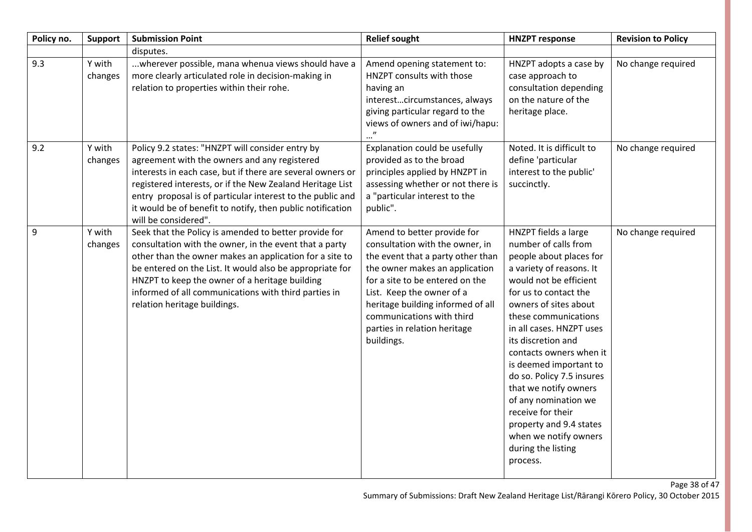| Policy no. | Support | Submission Point | Relief sought | HNZPT response | Revision to Policy |
|---|---|---|---|---|---|
| | | disputes. | | | |
| 9.3 | Y with changes | ...wherever possible, mana whenua views should have a more clearly articulated role in decision-making in relation to properties within their rohe. | Amend opening statement to: HNZPT consults with those having an interest…circumstances, always giving particular regard to the views of owners and of iwi/hapu: …" | HNZPT adopts a case by case approach to consultation depending on the nature of the heritage place. | No change required |
| 9.2 | Y with changes | Policy 9.2 states: "HNZPT will consider entry by agreement with the owners and any registered interests in each case, but if there are several owners or registered interests, or if the New Zealand Heritage List entry proposal is of particular interest to the public and it would be of benefit to notify, then public notification will be considered". | Explanation could be usefully provided as to the broad principles applied by HNZPT in assessing whether or not there is a "particular interest to the public". | Noted. It is difficult to define 'particular interest to the public' succinctly. | No change required |
| 9 | Y with changes | Seek that the Policy is amended to better provide for consultation with the owner, in the event that a party other than the owner makes an application for a site to be entered on the List. It would also be appropriate for HNZPT to keep the owner of a heritage building informed of all communications with third parties in relation heritage buildings. | Amend to better provide for consultation with the owner, in the event that a party other than the owner makes an application for a site to be entered on the List. Keep the owner of a heritage building informed of all communications with third parties in relation heritage buildings. | HNZPT fields a large number of calls from people about places for a variety of reasons. It would not be efficient for us to contact the owners of sites about these communications in all cases. HNZPT uses its discretion and contacts owners when it is deemed important to do so. Policy 7.5 insures that we notify owners of any nomination we receive for their property and 9.4 states when we notify owners during the listing process. | No change required |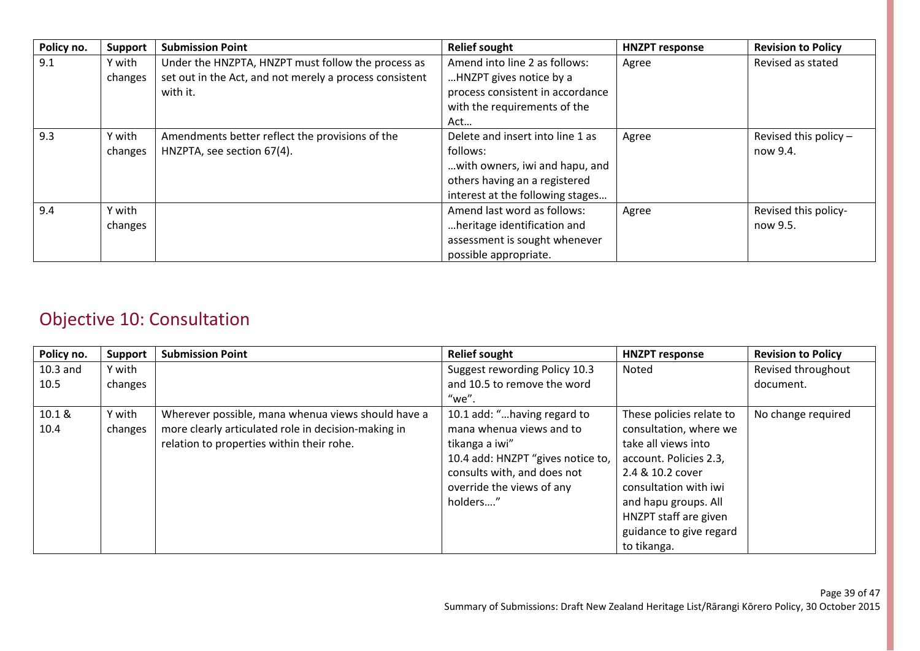| Policy no. | Support | Submission Point | Relief sought | HNZPT response | Revision to Policy |
|---|---|---|---|---|---|
| 9.1 | Y with changes | Under the HNZPTA, HNZPT must follow the process as set out in the Act, and not merely a process consistent with it. | Amend into line 2 as follows: …HNZPT gives notice by a process consistent in accordance with the requirements of the Act… | Agree | Revised as stated |
| 9.3 | Y with changes | Amendments better reflect the provisions of the HNZPTA, see section 67(4). | Delete and insert into line 1 as follows: …with owners, iwi and hapu, and others having an a registered interest at the following stages… | Agree | Revised this policy – now 9.4. |
| 9.4 | Y with changes | | Amend last word as follows: …heritage identification and assessment is sought whenever possible appropriate. | Agree | Revised this policy- now 9.5. |

## Objective 10: Consultation

| Policy no. | Support | Submission Point | Relief sought | HNZPT response | Revision to Policy |
|---|---|---|---|---|---|
| 10.3 and 10.5 | Y with changes | | Suggest rewording Policy 10.3 and 10.5 to remove the word "we". | Noted | Revised throughout document. |
| 10.1 & 10.4 | Y with changes | Wherever possible, mana whenua views should have a more clearly articulated role in decision-making in relation to properties within their rohe. | 10.1 add: "…having regard to mana whenua views and to tikanga a iwi" 10.4 add: HNZPT "gives notice to, consults with, and does not override the views of any holders…." | These policies relate to consultation, where we take all views into account. Policies 2.3, 2.4 & 10.2 cover consultation with iwi and hapu groups. All HNZPT staff are given guidance to give regard to tikanga. | No change required |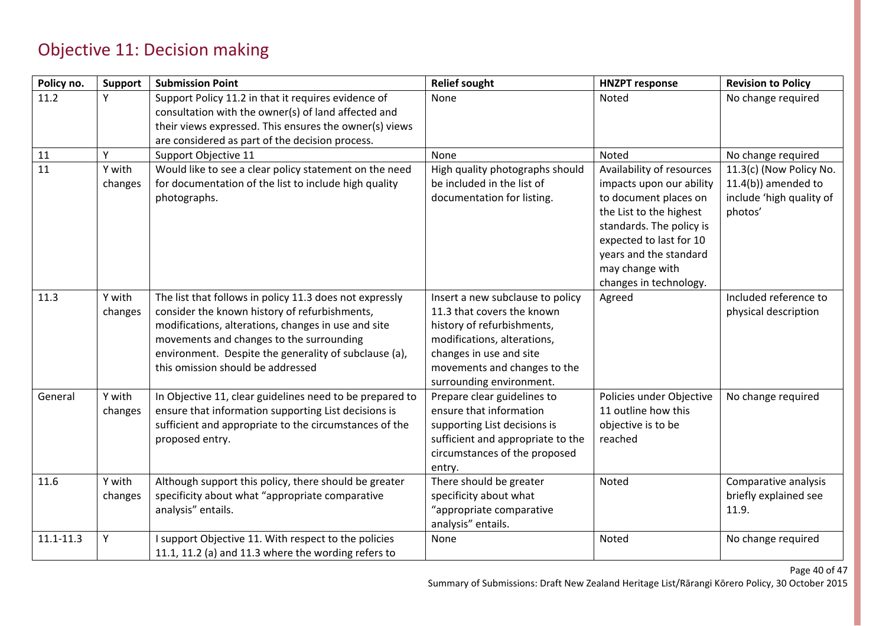## Objective 11: Decision making

| Policy no. | Support | Submission Point | Relief sought | HNZPT response | Revision to Policy |
|---|---|---|---|---|---|
| 11.2 | Y | Support Policy 11.2 in that it requires evidence of consultation with the owner(s) of land affected and their views expressed. This ensures the owner(s) views are considered as part of the decision process. | None | Noted | No change required |
| 11 | Y | Support Objective 11 | None | Noted | No change required |
| 11 | Y with changes | Would like to see a clear policy statement on the need for documentation of the list to include high quality photographs. | High quality photographs should be included in the list of documentation for listing. | Availability of resources impacts upon our ability to document places on the List to the highest standards. The policy is expected to last for 10 years and the standard may change with changes in technology. | 11.3(c) (Now Policy No. 11.4(b)) amended to include 'high quality of photos' |
| 11.3 | Y with changes | The list that follows in policy 11.3 does not expressly consider the known history of refurbishments, modifications, alterations, changes in use and site movements and changes to the surrounding environment. Despite the generality of subclause (a), this omission should be addressed | Insert a new subclause to policy 11.3 that covers the known history of refurbishments, modifications, alterations, changes in use and site movements and changes to the surrounding environment. | Agreed | Included reference to physical description |
| General | Y with changes | In Objective 11, clear guidelines need to be prepared to ensure that information supporting List decisions is sufficient and appropriate to the circumstances of the proposed entry. | Prepare clear guidelines to ensure that information supporting List decisions is sufficient and appropriate to the circumstances of the proposed entry. | Policies under Objective 11 outline how this objective is to be reached | No change required |
| 11.6 | Y with changes | Although support this policy, there should be greater specificity about what "appropriate comparative analysis" entails. | There should be greater specificity about what "appropriate comparative analysis" entails. | Noted | Comparative analysis briefly explained see 11.9. |
| 11.1-11.3 | Y | I support Objective 11. With respect to the policies 11.1, 11.2 (a) and 11.3 where the wording refers to | None | Noted | No change required |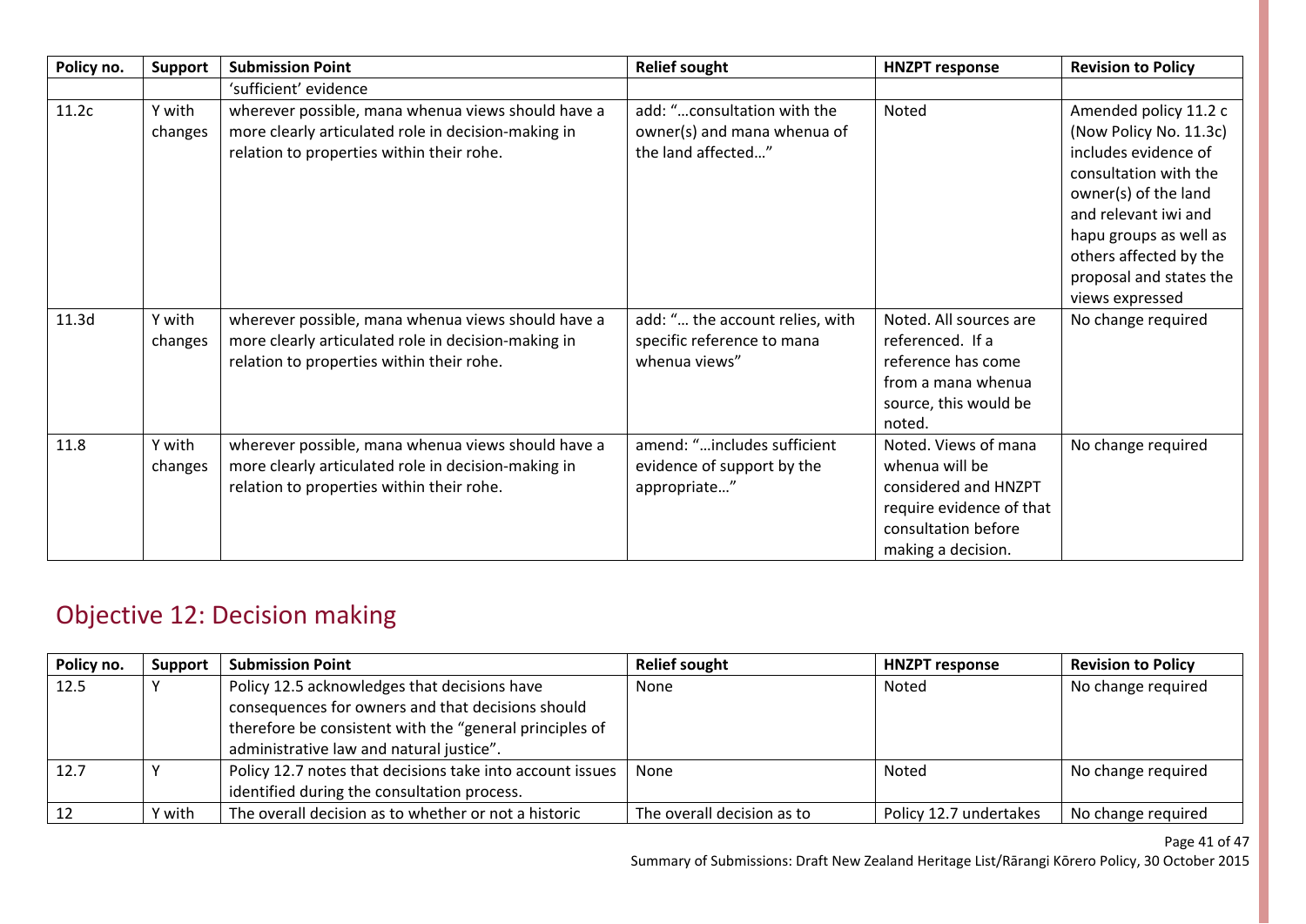| Policy no. | Support | Submission Point | Relief sought | HNZPT response | Revision to Policy |
|---|---|---|---|---|---|
| | | 'sufficient' evidence | | | |
| 11.2c | Y with changes | wherever possible, mana whenua views should have a more clearly articulated role in decision-making in relation to properties within their rohe. | add: "…consultation with the owner(s) and mana whenua of the land affected…" | Noted | Amended policy 11.2 c (Now Policy No. 11.3c) includes evidence of consultation with the owner(s) of the land and relevant iwi and hapu groups as well as others affected by the proposal and states the views expressed |
| 11.3d | Y with changes | wherever possible, mana whenua views should have a more clearly articulated role in decision-making in relation to properties within their rohe. | add: "… the account relies, with specific reference to mana whenua views" | Noted. All sources are referenced. If a reference has come from a mana whenua source, this would be noted. | No change required |
| 11.8 | Y with changes | wherever possible, mana whenua views should have a more clearly articulated role in decision-making in relation to properties within their rohe. | amend: "…includes sufficient evidence of support by the appropriate…" | Noted. Views of mana whenua will be considered and HNZPT require evidence of that consultation before making a decision. | No change required |

## Objective 12: Decision making

| Policy no. | Support | Submission Point | Relief sought | HNZPT response | Revision to Policy |
|---|---|---|---|---|---|
| 12.5 | Y | Policy 12.5 acknowledges that decisions have consequences for owners and that decisions should therefore be consistent with the "general principles of administrative law and natural justice". | None | Noted | No change required |
| 12.7 | Y | Policy 12.7 notes that decisions take into account issues identified during the consultation process. | None | Noted | No change required |
| 12 | Y with | The overall decision as to whether or not a historic | The overall decision as to | Policy 12.7 undertakes | No change required |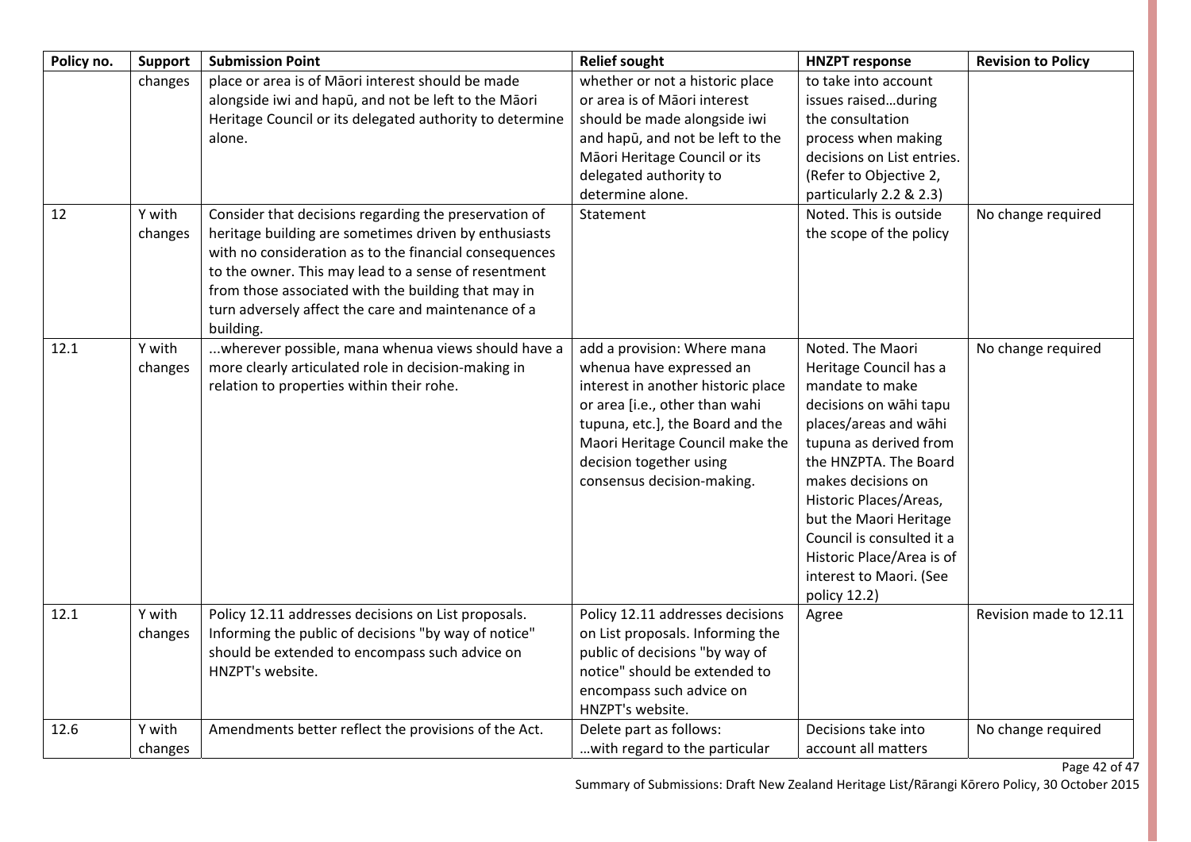| Policy no. | Support | Submission Point | Relief sought | HNZPT response | Revision to Policy |
| --- | --- | --- | --- | --- | --- |
| | changes | place or area is of Māori interest should be made alongside iwi and hapū, and not be left to the Māori Heritage Council or its delegated authority to determine alone. | whether or not a historic place or area is of Māori interest should be made alongside iwi and hapū, and not be left to the Māori Heritage Council or its delegated authority to determine alone. | to take into account issues raised…during the consultation process when making decisions on List entries. (Refer to Objective 2, particularly 2.2 & 2.3) | |
| 12 | Y with changes | Consider that decisions regarding the preservation of heritage building are sometimes driven by enthusiasts with no consideration as to the financial consequences to the owner. This may lead to a sense of resentment from those associated with the building that may in turn adversely affect the care and maintenance of a building. | Statement | Noted. This is outside the scope of the policy | No change required |
| 12.1 | Y with changes | ...wherever possible, mana whenua views should have a more clearly articulated role in decision-making in relation to properties within their rohe. | add a provision: Where mana whenua have expressed an interest in another historic place or area [i.e., other than wahi tupuna, etc.], the Board and the Maori Heritage Council make the decision together using consensus decision-making. | Noted. The Maori Heritage Council has a mandate to make decisions on wāhi tapu places/areas and wāhi tupuna as derived from the HNZPTA. The Board makes decisions on Historic Places/Areas, but the Maori Heritage Council is consulted it a Historic Place/Area is of interest to Maori. (See policy 12.2) | No change required |
| 12.1 | Y with changes | Policy 12.11 addresses decisions on List proposals. Informing the public of decisions "by way of notice" should be extended to encompass such advice on HNZPT's website. | Policy 12.11 addresses decisions on List proposals. Informing the public of decisions "by way of notice" should be extended to encompass such advice on HNZPT's website. | Agree | Revision made to 12.11 |
| 12.6 | Y with changes | Amendments better reflect the provisions of the Act. | Delete part as follows: …with regard to the particular | Decisions take into account all matters | No change required |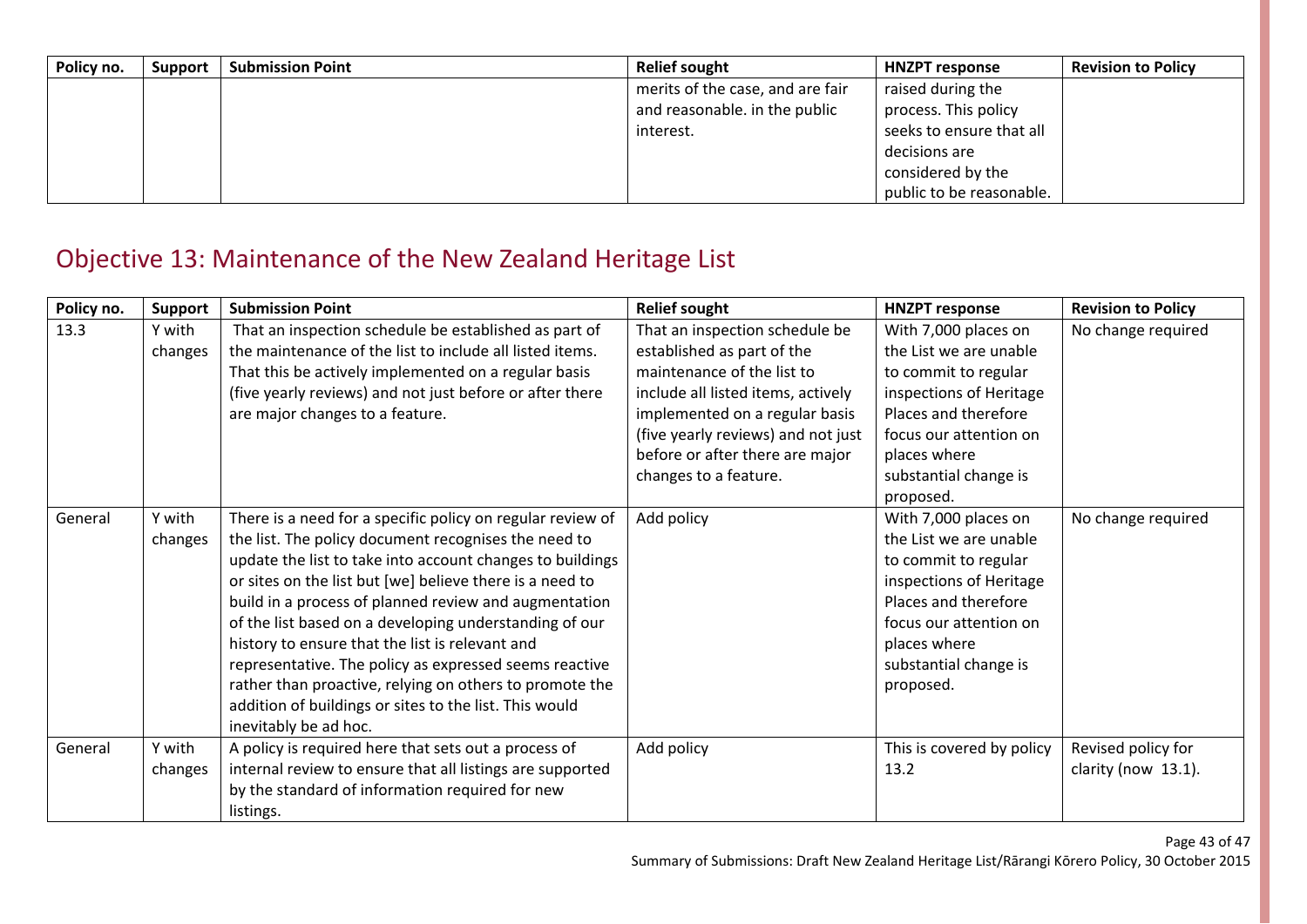| Policy no. | Support | Submission Point | Relief sought | HNZPT response | Revision to Policy |
|---|---|---|---|---|---|
| | | | merits of the case, and are fair and reasonable. in the public interest. | raised during the process. This policy seeks to ensure that all decisions are considered by the public to be reasonable. | |

## Objective 13: Maintenance of the New Zealand Heritage List

| Policy no. | Support | Submission Point | Relief sought | HNZPT response | Revision to Policy |
|---|---|---|---|---|---|
| 13.3 | Y with changes | That an inspection schedule be established as part of the maintenance of the list to include all listed items. That this be actively implemented on a regular basis (five yearly reviews) and not just before or after there are major changes to a feature. | That an inspection schedule be established as part of the maintenance of the list to include all listed items, actively implemented on a regular basis (five yearly reviews) and not just before or after there are major changes to a feature. | With 7,000 places on the List we are unable to commit to regular inspections of Heritage Places and therefore focus our attention on places where substantial change is proposed. | No change required |
| General | Y with changes | There is a need for a specific policy on regular review of the list. The policy document recognises the need to update the list to take into account changes to buildings or sites on the list but [we] believe there is a need to build in a process of planned review and augmentation of the list based on a developing understanding of our history to ensure that the list is relevant and representative. The policy as expressed seems reactive rather than proactive, relying on others to promote the addition of buildings or sites to the list. This would inevitably be ad hoc. | Add policy | With 7,000 places on the List we are unable to commit to regular inspections of Heritage Places and therefore focus our attention on places where substantial change is proposed. | No change required |
| General | Y with changes | A policy is required here that sets out a process of internal review to ensure that all listings are supported by the standard of information required for new listings. | Add policy | This is covered by policy 13.2 | Revised policy for clarity (now 13.1). |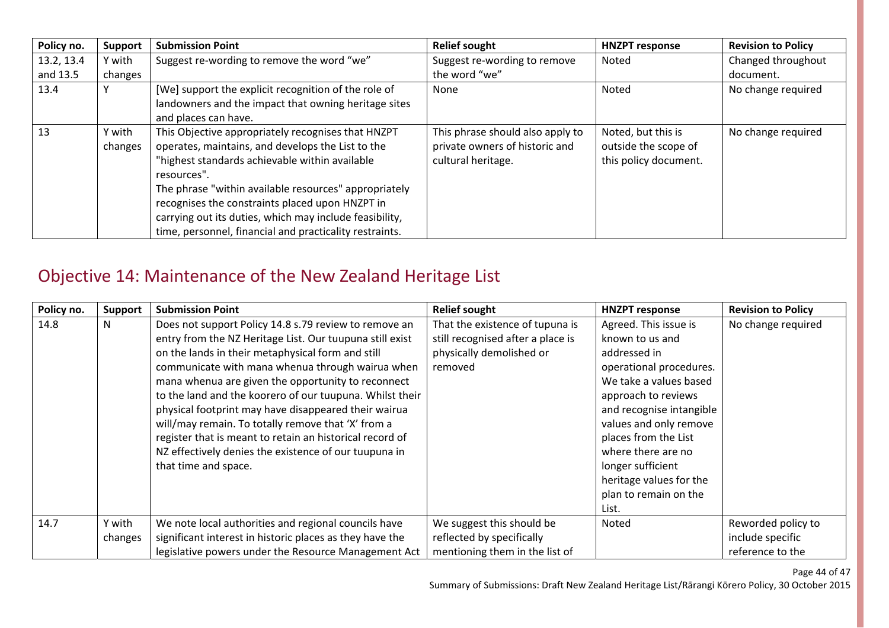| Policy no. | Support | Submission Point | Relief sought | HNZPT response | Revision to Policy |
|---|---|---|---|---|---|
| 13.2, 13.4 and 13.5 | Y with changes | Suggest re-wording to remove the word "we" | Suggest re-wording to remove the word "we" | Noted | Changed throughout document. |
| 13.4 | Y | [We] support the explicit recognition of the role of landowners and the impact that owning heritage sites and places can have. | None | Noted | No change required |
| 13 | Y with changes | This Objective appropriately recognises that HNZPT operates, maintains, and develops the List to the "highest standards achievable within available resources". The phrase "within available resources" appropriately recognises the constraints placed upon HNZPT in carrying out its duties, which may include feasibility, time, personnel, financial and practicality restraints. | This phrase should also apply to private owners of historic and cultural heritage. | Noted, but this is outside the scope of this policy document. | No change required |

## Objective 14: Maintenance of the New Zealand Heritage List

| Policy no. | Support | Submission Point | Relief sought | HNZPT response | Revision to Policy |
|---|---|---|---|---|---|
| 14.8 | N | Does not support Policy 14.8 s.79 review to remove an entry from the NZ Heritage List. Our tuupuna still exist on the lands in their metaphysical form and still communicate with mana whenua through wairua when mana whenua are given the opportunity to reconnect to the land and the koorero of our tuupuna. Whilst their physical footprint may have disappeared their wairua will/may remain. To totally remove that 'X' from a register that is meant to retain an historical record of NZ effectively denies the existence of our tuupuna in that time and space. | That the existence of tupuna is still recognised after a place is physically demolished or removed | Agreed. This issue is known to us and addressed in operational procedures. We take a values based approach to reviews and recognise intangible values and only remove places from the List where there are no longer sufficient heritage values for the plan to remain on the List. | No change required |
| 14.7 | Y with changes | We note local authorities and regional councils have significant interest in historic places as they have the legislative powers under the Resource Management Act | We suggest this should be reflected by specifically mentioning them in the list of | Noted | Reworded policy to include specific reference to the |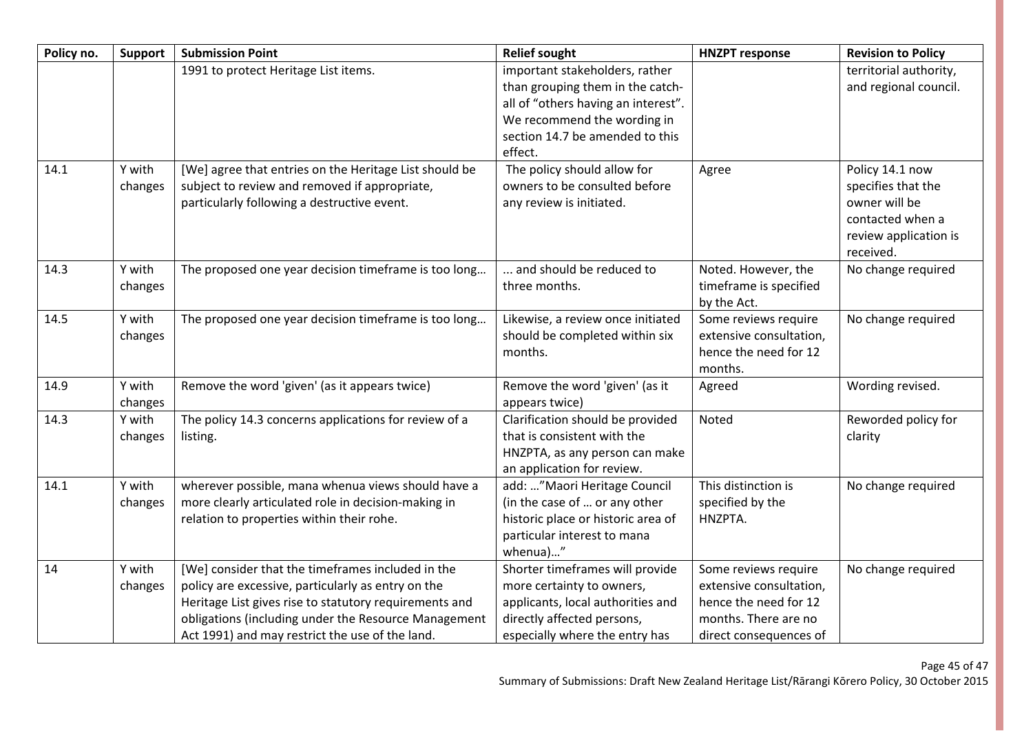| Policy no. | Support | Submission Point | Relief sought | HNZPT response | Revision to Policy |
|---|---|---|---|---|---|
| | | 1991 to protect Heritage List items. | important stakeholders, rather than grouping them in the catch-all of "others having an interest". We recommend the wording in section 14.7 be amended to this effect. | | territorial authority, and regional council. |
| 14.1 | Y with changes | [We] agree that entries on the Heritage List should be subject to review and removed if appropriate, particularly following a destructive event. | The policy should allow for owners to be consulted before any review is initiated. | Agree | Policy 14.1 now specifies that the owner will be contacted when a review application is received. |
| 14.3 | Y with changes | The proposed one year decision timeframe is too long… | ... and should be reduced to three months. | Noted. However, the timeframe is specified by the Act. | No change required |
| 14.5 | Y with changes | The proposed one year decision timeframe is too long… | Likewise, a review once initiated should be completed within six months. | Some reviews require extensive consultation, hence the need for 12 months. | No change required |
| 14.9 | Y with changes | Remove the word 'given' (as it appears twice) | Remove the word 'given' (as it appears twice) | Agreed | Wording revised. |
| 14.3 | Y with changes | The policy 14.3 concerns applications for review of a listing. | Clarification should be provided that is consistent with the HNZPTA, as any person can make an application for review. | Noted | Reworded policy for clarity |
| 14.1 | Y with changes | wherever possible, mana whenua views should have a more clearly articulated role in decision-making in relation to properties within their rohe. | add: …"Maori Heritage Council (in the case of … or any other historic place or historic area of particular interest to mana whenua)…" | This distinction is specified by the HNZPTA. | No change required |
| 14 | Y with changes | [We] consider that the timeframes included in the policy are excessive, particularly as entry on the Heritage List gives rise to statutory requirements and obligations (including under the Resource Management Act 1991) and may restrict the use of the land. | Shorter timeframes will provide more certainty to owners, applicants, local authorities and directly affected persons, especially where the entry has | Some reviews require extensive consultation, hence the need for 12 months. There are no direct consequences of | No change required |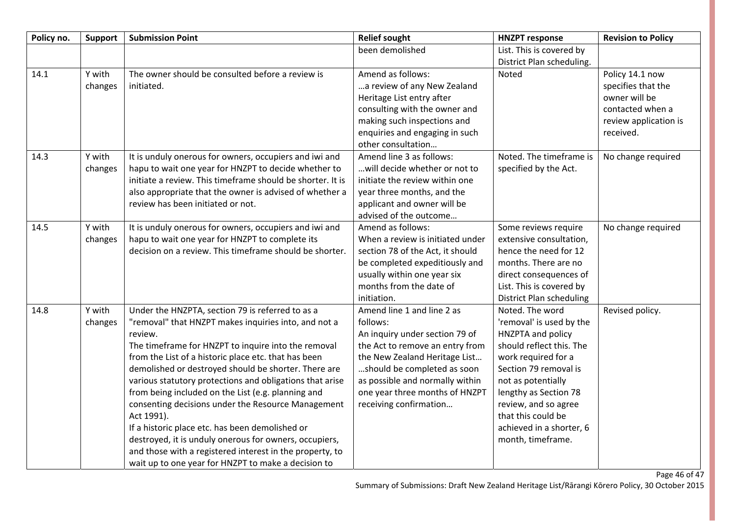| Policy no. | Support | Submission Point | Relief sought | HNZPT response | Revision to Policy |
|---|---|---|---|---|---|
| | | | been demolished | List. This is covered by District Plan scheduling. | |
| 14.1 | Y with changes | The owner should be consulted before a review is initiated. | Amend as follows:<br>…a review of any New Zealand Heritage List entry after consulting with the owner and making such inspections and enquiries and engaging in such other consultation… | Noted | Policy 14.1 now specifies that the owner will be contacted when a review application is received. |
| 14.3 | Y with changes | It is unduly onerous for owners, occupiers and iwi and hapu to wait one year for HNZPT to decide whether to initiate a review. This timeframe should be shorter. It is also appropriate that the owner is advised of whether a review has been initiated or not. | Amend line 3 as follows:<br>…will decide whether or not to initiate the review within one year three months, and the applicant and owner will be advised of the outcome… | Noted. The timeframe is specified by the Act. | No change required |
| 14.5 | Y with changes | It is unduly onerous for owners, occupiers and iwi and hapu to wait one year for HNZPT to complete its decision on a review. This timeframe should be shorter. | Amend as follows:<br>When a review is initiated under section 78 of the Act, it should be completed expeditiously and usually within one year six months from the date of initiation. | Some reviews require extensive consultation, hence the need for 12 months. There are no direct consequences of List. This is covered by District Plan scheduling | No change required |
| 14.8 | Y with changes | Under the HNZPTA, section 79 is referred to as a "removal" that HNZPT makes inquiries into, and not a review.<br>The timeframe for HNZPT to inquire into the removal from the List of a historic place etc. that has been demolished or destroyed should be shorter. There are various statutory protections and obligations that arise from being included on the List (e.g. planning and consenting decisions under the Resource Management Act 1991).<br>If a historic place etc. has been demolished or destroyed, it is unduly onerous for owners, occupiers, and those with a registered interest in the property, to wait up to one year for HNZPT to make a decision to | Amend line 1 and line 2 as follows:<br>An inquiry under section 79 of the Act to remove an entry from the New Zealand Heritage List…<br>…should be completed as soon as possible and normally within one year three months of HNZPT receiving confirmation… | Noted. The word 'removal' is used by the HNZPTA and policy should reflect this. The work required for a Section 79 removal is not as potentially lengthy as Section 78 review, and so agree that this could be achieved in a shorter, 6 month, timeframe. | Revised policy. |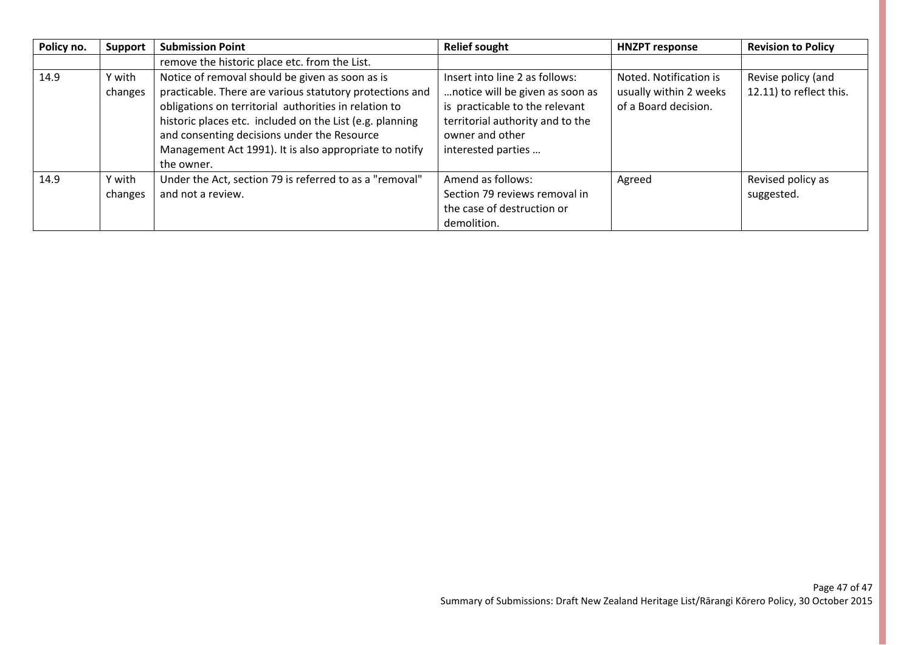| Policy no. | Support | Submission Point | Relief sought | HNZPT response | Revision to Policy |
|---|---|---|---|---|---|
| | | remove the historic place etc. from the List. | | | |
| 14.9 | Y with changes | Notice of removal should be given as soon as is practicable. There are various statutory protections and obligations on territorial authorities in relation to historic places etc. included on the List (e.g. planning and consenting decisions under the Resource Management Act 1991). It is also appropriate to notify the owner. | Insert into line 2 as follows: …notice will be given as soon as is practicable to the relevant territorial authority and to the owner and other interested parties … | Noted. Notification is usually within 2 weeks of a Board decision. | Revise policy (and 12.11) to reflect this. |
| 14.9 | Y with changes | Under the Act, section 79 is referred to as a "removal" and not a review. | Amend as follows: Section 79 reviews removal in the case of destruction or demolition. | Agreed | Revised policy as suggested. |